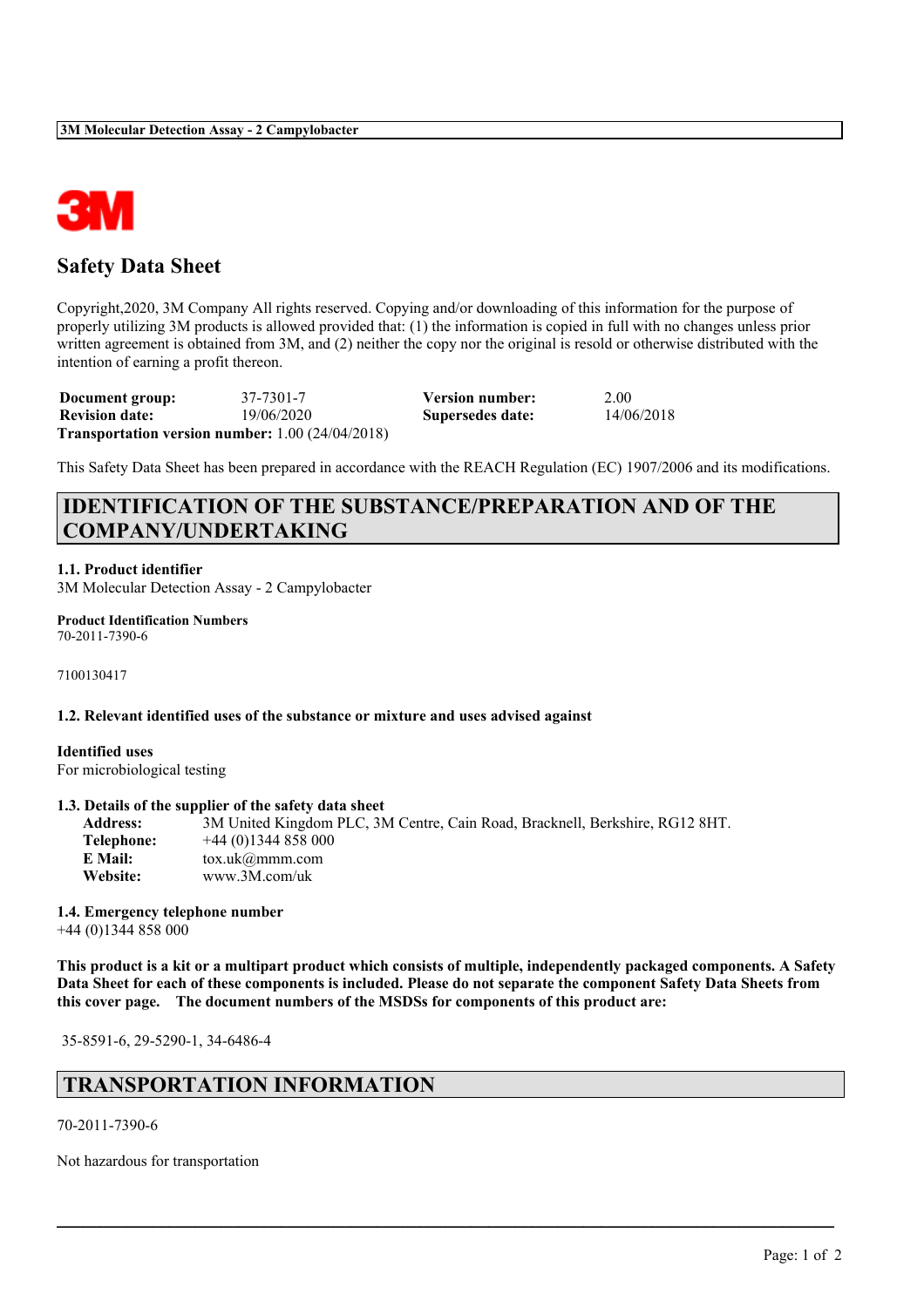# Safety Data Sheet

Copyright,2020, 3M Company All rights reserved. Copying and/or downloading of this information for the purpose of properly utilizing 3M products is allowed provided that: (1) the information is copied in full with no changes unless prior written agreement is obtained from 3M, and (2) neither the copy nor the original is resold or otherwise distributed with the intention of earning a profit thereon.

| **Document group:** | 37-7301-7 | **Version number:** | 2.00 |
|---|---|---|---|
| **Revision date:** | 19/06/2020 | **Supersedes date:** | 14/06/2018 |

**Transportation version number:** 1.00 (24/04/2018)

This Safety Data Sheet has been prepared in accordance with the REACH Regulation (EC) 1907/2006 and its modifications.

## IDENTIFICATION OF THE SUBSTANCE/PREPARATION AND OF THE COMPANY/UNDERTAKING

### 1.1. Product identifier

3M Molecular Detection Assay - 2 Campylobacter

**Product Identification Numbers**

70-2011-7390-6

7100130417

### 1.2. Relevant identified uses of the substance or mixture and uses advised against

**Identified uses**

For microbiological testing

### 1.3. Details of the supplier of the safety data sheet

**Address:** 3M United Kingdom PLC, 3M Centre, Cain Road, Bracknell, Berkshire, RG12 8HT.
**Telephone:** +44 (0)1344 858 000
**E Mail:** tox.uk@mmm.com
**Website:** www.3M.com/uk

### 1.4. Emergency telephone number

+44 (0)1344 858 000

**This product is a kit or a multipart product which consists of multiple, independently packaged components. A Safety Data Sheet for each of these components is included. Please do not separate the component Safety Data Sheets from this cover page. The document numbers of the MSDSs for components of this product are:**

35-8591-6, 29-5290-1, 34-6486-4

## TRANSPORTATION INFORMATION

70-2011-7390-6

Not hazardous for transportation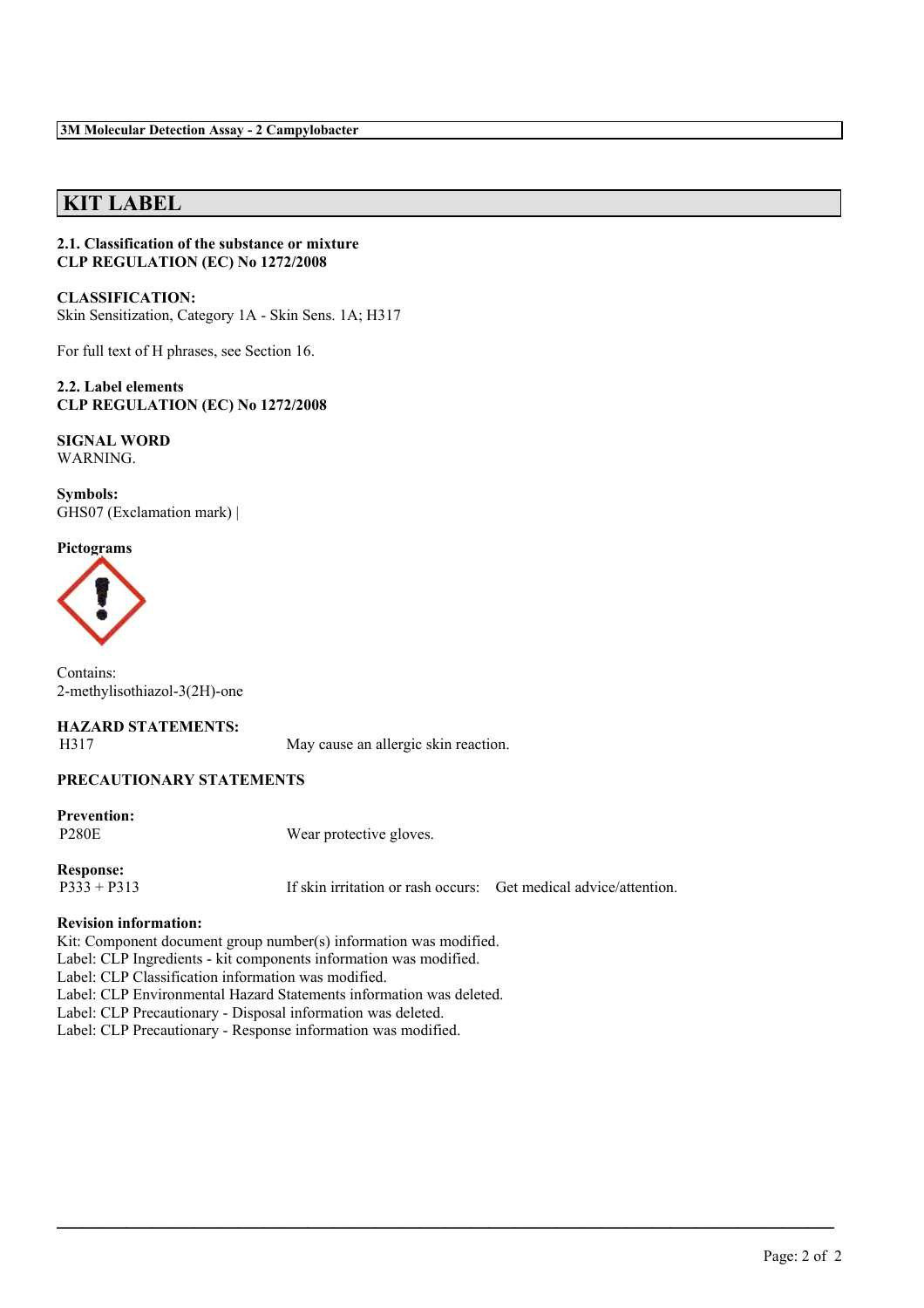# KIT LABEL

**2.1. Classification of the substance or mixture**
**CLP REGULATION (EC) No 1272/2008**

**CLASSIFICATION:**
Skin Sensitization, Category 1A - Skin Sens. 1A; H317

For full text of H phrases, see Section 16.

**2.2. Label elements**
**CLP REGULATION (EC) No 1272/2008**

**SIGNAL WORD**
WARNING.

**Symbols:**
GHS07 (Exclamation mark) |

**Pictograms**

Contains:
2-methylisothiazol-3(2H)-one

**HAZARD STATEMENTS:**

| | |
|---|---|
| H317 | May cause an allergic skin reaction. |

**PRECAUTIONARY STATEMENTS**

**Prevention:**

| | |
|---|---|
| P280E | Wear protective gloves. |

**Response:**

| | |
|---|---|
| P333 + P313 | If skin irritation or rash occurs: Get medical advice/attention. |

**Revision information:**
Kit: Component document group number(s) information was modified.
Label: CLP Ingredients - kit components information was modified.
Label: CLP Classification information was modified.
Label: CLP Environmental Hazard Statements information was deleted.
Label: CLP Precautionary - Disposal information was deleted.
Label: CLP Precautionary - Response information was modified.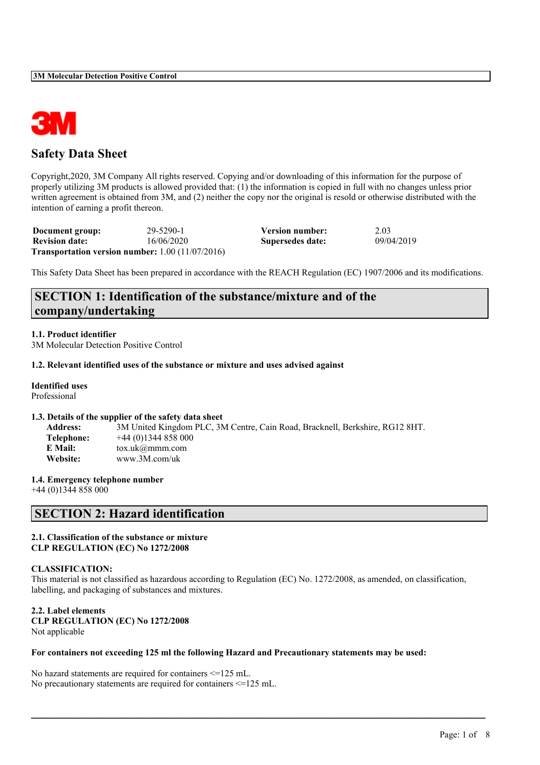# Safety Data Sheet

Copyright,2020, 3M Company All rights reserved. Copying and/or downloading of this information for the purpose of properly utilizing 3M products is allowed provided that: (1) the information is copied in full with no changes unless prior written agreement is obtained from 3M, and (2) neither the copy nor the original is resold or otherwise distributed with the intention of earning a profit thereon.

| | | | |
|---|---|---|---|
| **Document group:** | 29-5290-1 | **Version number:** | 2.03 |
| **Revision date:** | 16/06/2020 | **Supersedes date:** | 09/04/2019 |

**Transportation version number:** 1.00 (11/07/2016)

This Safety Data Sheet has been prepared in accordance with the REACH Regulation (EC) 1907/2006 and its modifications.

## SECTION 1: Identification of the substance/mixture and of the company/undertaking

**1.1. Product identifier**
3M Molecular Detection Positive Control

**1.2. Relevant identified uses of the substance or mixture and uses advised against**

**Identified uses**
Professional

**1.3. Details of the supplier of the safety data sheet**

**Address:** 3M United Kingdom PLC, 3M Centre, Cain Road, Bracknell, Berkshire, RG12 8HT.
**Telephone:** +44 (0)1344 858 000
**E Mail:** tox.uk@mmm.com
**Website:** www.3M.com/uk

**1.4. Emergency telephone number**
+44 (0)1344 858 000

## SECTION 2: Hazard identification

**2.1. Classification of the substance or mixture**
**CLP REGULATION (EC) No 1272/2008**

**CLASSIFICATION:**
This material is not classified as hazardous according to Regulation (EC) No. 1272/2008, as amended, on classification, labelling, and packaging of substances and mixtures.

**2.2. Label elements**
**CLP REGULATION (EC) No 1272/2008**
Not applicable

**For containers not exceeding 125 ml the following Hazard and Precautionary statements may be used:**

No hazard statements are required for containers <=125 mL.
No precautionary statements are required for containers <=125 mL.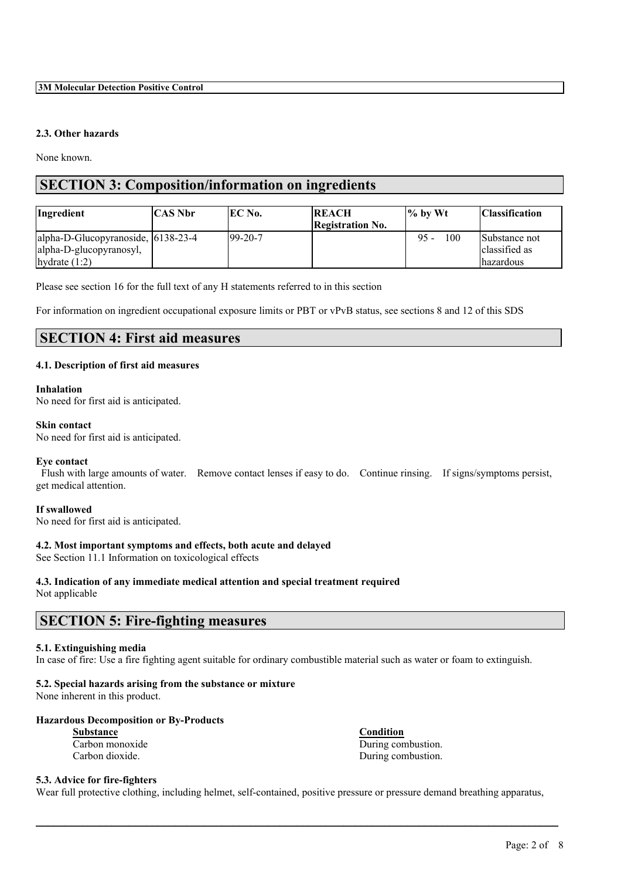## 2.3. Other hazards

None known.

# SECTION 3: Composition/information on ingredients

| Ingredient | CAS Nbr | EC No. | REACH Registration No. | % by Wt | Classification |
|---|---|---|---|---|---|
| alpha-D-Glucopyranoside, alpha-D-glucopyranosyl, hydrate (1:2) | 6138-23-4 | 99-20-7 | | 95 - 100 | Substance not classified as hazardous |

Please see section 16 for the full text of any H statements referred to in this section

For information on ingredient occupational exposure limits or PBT or vPvB status, see sections 8 and 12 of this SDS

# SECTION 4: First aid measures

## 4.1. Description of first aid measures

**Inhalation**
No need for first aid is anticipated.

**Skin contact**
No need for first aid is anticipated.

**Eye contact**
Flush with large amounts of water. Remove contact lenses if easy to do. Continue rinsing. If signs/symptoms persist, get medical attention.

**If swallowed**
No need for first aid is anticipated.

## 4.2. Most important symptoms and effects, both acute and delayed

See Section 11.1 Information on toxicological effects

## 4.3. Indication of any immediate medical attention and special treatment required

Not applicable

# SECTION 5: Fire-fighting measures

## 5.1. Extinguishing media

In case of fire: Use a fire fighting agent suitable for ordinary combustible material such as water or foam to extinguish.

## 5.2. Special hazards arising from the substance or mixture

None inherent in this product.

**Hazardous Decomposition or By-Products**

| Substance | Condition |
|---|---|
| Carbon monoxide | During combustion. |
| Carbon dioxide. | During combustion. |

## 5.3. Advice for fire-fighters

Wear full protective clothing, including helmet, self-contained, positive pressure or pressure demand breathing apparatus,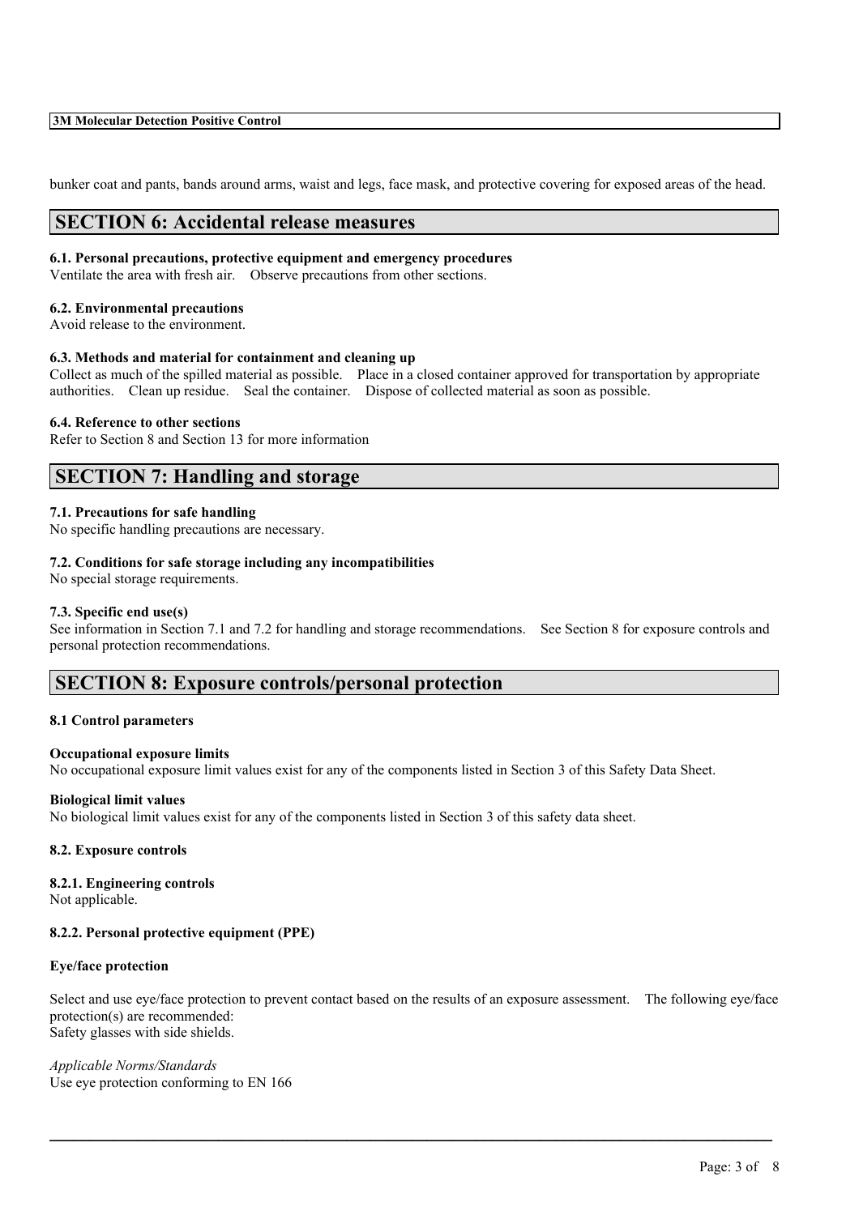bunker coat and pants, bands around arms, waist and legs, face mask, and protective covering for exposed areas of the head.

## SECTION 6: Accidental release measures

**6.1. Personal precautions, protective equipment and emergency procedures**
Ventilate the area with fresh air. Observe precautions from other sections.

**6.2. Environmental precautions**
Avoid release to the environment.

**6.3. Methods and material for containment and cleaning up**
Collect as much of the spilled material as possible. Place in a closed container approved for transportation by appropriate authorities. Clean up residue. Seal the container. Dispose of collected material as soon as possible.

**6.4. Reference to other sections**
Refer to Section 8 and Section 13 for more information

## SECTION 7: Handling and storage

**7.1. Precautions for safe handling**
No specific handling precautions are necessary.

**7.2. Conditions for safe storage including any incompatibilities**
No special storage requirements.

**7.3. Specific end use(s)**
See information in Section 7.1 and 7.2 for handling and storage recommendations. See Section 8 for exposure controls and personal protection recommendations.

## SECTION 8: Exposure controls/personal protection

**8.1 Control parameters**

**Occupational exposure limits**
No occupational exposure limit values exist for any of the components listed in Section 3 of this Safety Data Sheet.

**Biological limit values**
No biological limit values exist for any of the components listed in Section 3 of this safety data sheet.

**8.2. Exposure controls**

**8.2.1. Engineering controls**
Not applicable.

**8.2.2. Personal protective equipment (PPE)**

**Eye/face protection**

Select and use eye/face protection to prevent contact based on the results of an exposure assessment. The following eye/face protection(s) are recommended:
Safety glasses with side shields.

*Applicable Norms/Standards*
Use eye protection conforming to EN 166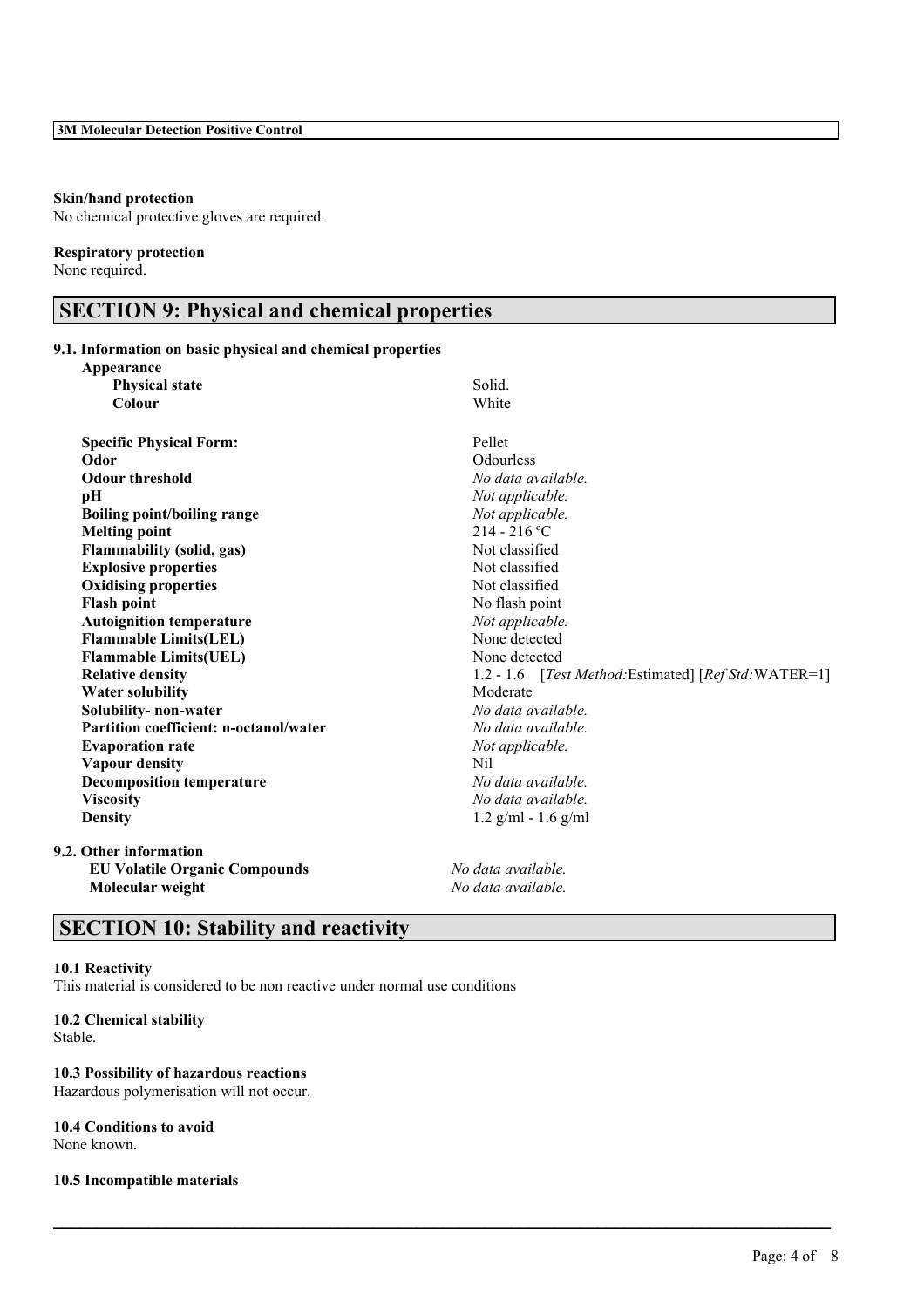**Skin/hand protection**
No chemical protective gloves are required.

**Respiratory protection**
None required.

## SECTION 9: Physical and chemical properties

**9.1. Information on basic physical and chemical properties**

| | |
|---|---|
| **Appearance** | |
| **Physical state** | Solid. |
| **Colour** | White |
| **Specific Physical Form:** | Pellet |
| **Odor** | Odourless |
| **Odour threshold** | *No data available.* |
| **pH** | *Not applicable.* |
| **Boiling point/boiling range** | *Not applicable.* |
| **Melting point** | 214 - 216 ºC |
| **Flammability (solid, gas)** | Not classified |
| **Explosive properties** | Not classified |
| **Oxidising properties** | Not classified |
| **Flash point** | No flash point |
| **Autoignition temperature** | *Not applicable.* |
| **Flammable Limits(LEL)** | None detected |
| **Flammable Limits(UEL)** | None detected |
| **Relative density** | 1.2 - 1.6 [*Test Method:*Estimated] [*Ref Std:*WATER=1] |
| **Water solubility** | Moderate |
| **Solubility- non-water** | *No data available.* |
| **Partition coefficient: n-octanol/water** | *No data available.* |
| **Evaporation rate** | *Not applicable.* |
| **Vapour density** | Nil |
| **Decomposition temperature** | *No data available.* |
| **Viscosity** | *No data available.* |
| **Density** | 1.2 g/ml - 1.6 g/ml |

**9.2. Other information**

| | |
|---|---|
| **EU Volatile Organic Compounds** | *No data available.* |
| **Molecular weight** | *No data available.* |

## SECTION 10: Stability and reactivity

**10.1 Reactivity**
This material is considered to be non reactive under normal use conditions

**10.2 Chemical stability**
Stable.

**10.3 Possibility of hazardous reactions**
Hazardous polymerisation will not occur.

**10.4 Conditions to avoid**
None known.

**10.5 Incompatible materials**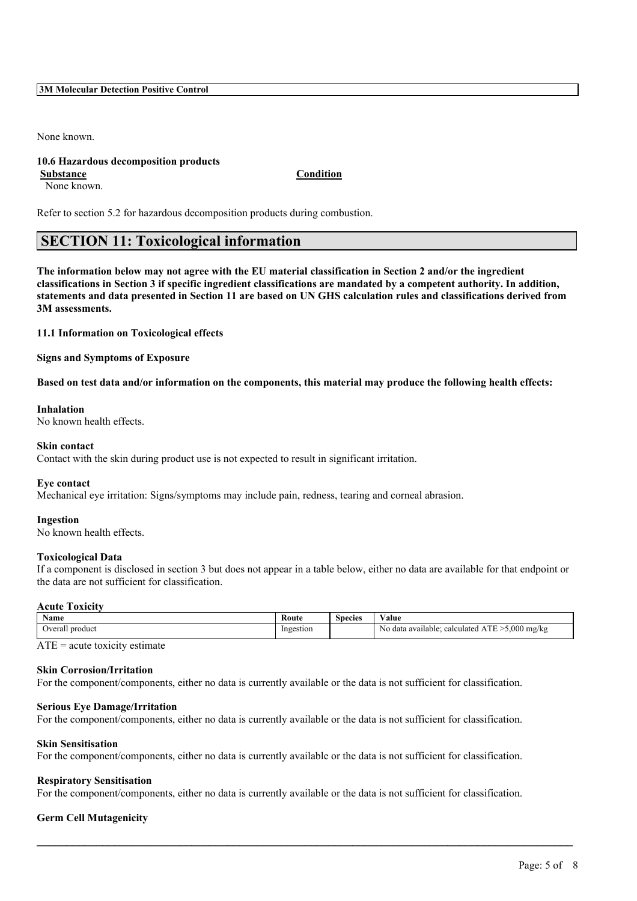None known.

**10.6 Hazardous decomposition products**

| Substance | Condition |
| --- | --- |
| None known. | |

Refer to section 5.2 for hazardous decomposition products during combustion.

## SECTION 11: Toxicological information

**The information below may not agree with the EU material classification in Section 2 and/or the ingredient classifications in Section 3 if specific ingredient classifications are mandated by a competent authority. In addition, statements and data presented in Section 11 are based on UN GHS calculation rules and classifications derived from 3M assessments.**

**11.1 Information on Toxicological effects**

**Signs and Symptoms of Exposure**

**Based on test data and/or information on the components, this material may produce the following health effects:**

**Inhalation**
No known health effects.

**Skin contact**
Contact with the skin during product use is not expected to result in significant irritation.

**Eye contact**
Mechanical eye irritation: Signs/symptoms may include pain, redness, tearing and corneal abrasion.

**Ingestion**
No known health effects.

**Toxicological Data**
If a component is disclosed in section 3 but does not appear in a table below, either no data are available for that endpoint or the data are not sufficient for classification.

**Acute Toxicity**

| Name | Route | Species | Value |
| --- | --- | --- | --- |
| Overall product | Ingestion | | No data available; calculated ATE >5,000 mg/kg |

ATE = acute toxicity estimate

**Skin Corrosion/Irritation**
For the component/components, either no data is currently available or the data is not sufficient for classification.

**Serious Eye Damage/Irritation**
For the component/components, either no data is currently available or the data is not sufficient for classification.

**Skin Sensitisation**
For the component/components, either no data is currently available or the data is not sufficient for classification.

**Respiratory Sensitisation**
For the component/components, either no data is currently available or the data is not sufficient for classification.

**Germ Cell Mutagenicity**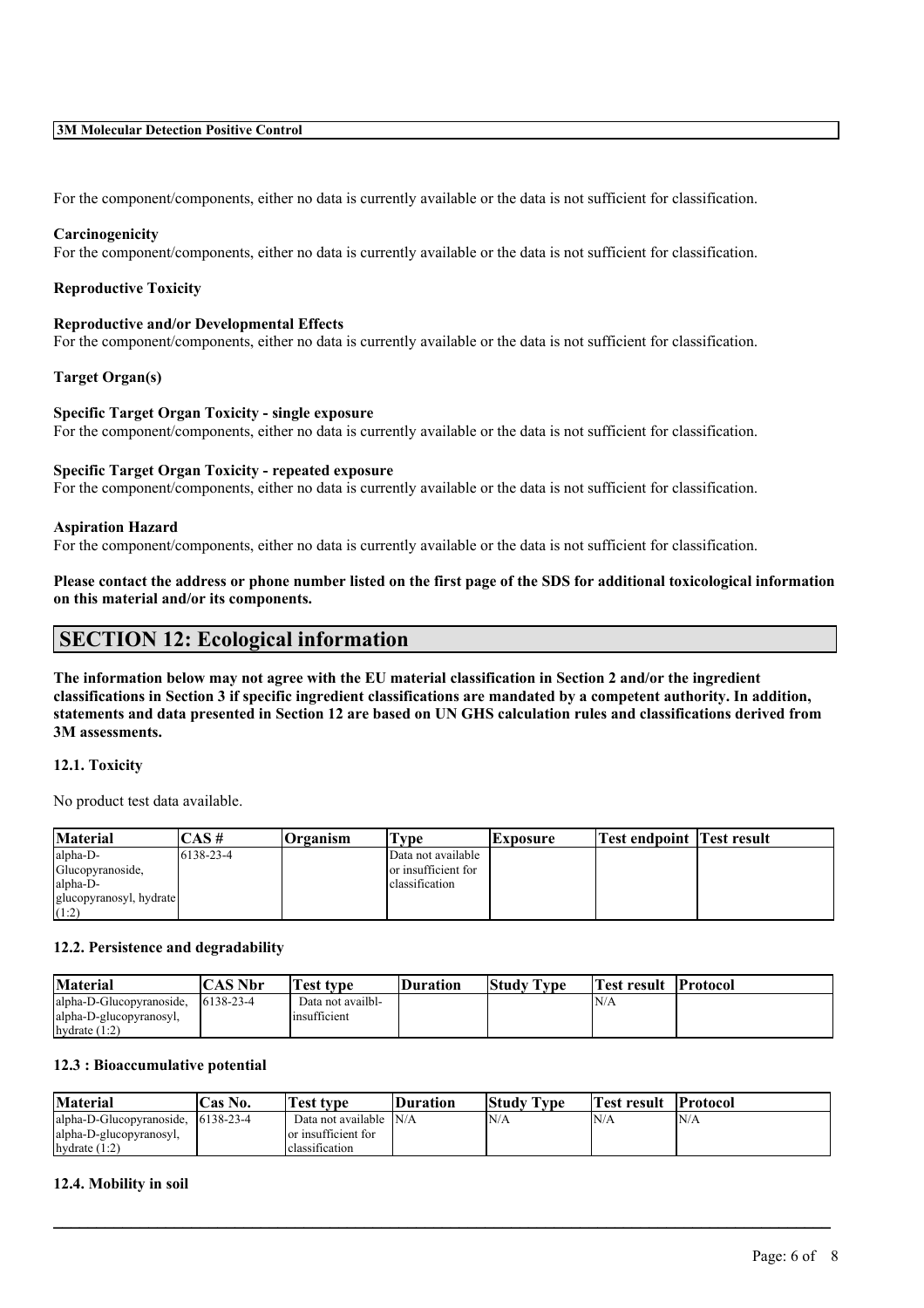For the component/components, either no data is currently available or the data is not sufficient for classification.

**Carcinogenicity**

For the component/components, either no data is currently available or the data is not sufficient for classification.

**Reproductive Toxicity**

**Reproductive and/or Developmental Effects**

For the component/components, either no data is currently available or the data is not sufficient for classification.

**Target Organ(s)**

**Specific Target Organ Toxicity - single exposure**

For the component/components, either no data is currently available or the data is not sufficient for classification.

**Specific Target Organ Toxicity - repeated exposure**

For the component/components, either no data is currently available or the data is not sufficient for classification.

**Aspiration Hazard**

For the component/components, either no data is currently available or the data is not sufficient for classification.

**Please contact the address or phone number listed on the first page of the SDS for additional toxicological information on this material and/or its components.**

## SECTION 12: Ecological information

**The information below may not agree with the EU material classification in Section 2 and/or the ingredient classifications in Section 3 if specific ingredient classifications are mandated by a competent authority. In addition, statements and data presented in Section 12 are based on UN GHS calculation rules and classifications derived from 3M assessments.**

### 12.1. Toxicity

No product test data available.

| Material | CAS # | Organism | Type | Exposure | Test endpoint | Test result |
|---|---|---|---|---|---|---|
| alpha-D-Glucopyranoside, alpha-D-glucopyranosyl, hydrate (1:2) | 6138-23-4 | | Data not available or insufficient for classification | | | |

### 12.2. Persistence and degradability

| Material | CAS Nbr | Test type | Duration | Study Type | Test result | Protocol |
|---|---|---|---|---|---|---|
| alpha-D-Glucopyranoside, alpha-D-glucopyranosyl, hydrate (1:2) | 6138-23-4 | Data not availbl-insufficient | | | N/A | |

### 12.3 : Bioaccumulative potential

| Material | Cas No. | Test type | Duration | Study Type | Test result | Protocol |
|---|---|---|---|---|---|---|
| alpha-D-Glucopyranoside, alpha-D-glucopyranosyl, hydrate (1:2) | 6138-23-4 | Data not available or insufficient for classification | N/A | N/A | N/A | N/A |

### 12.4. Mobility in soil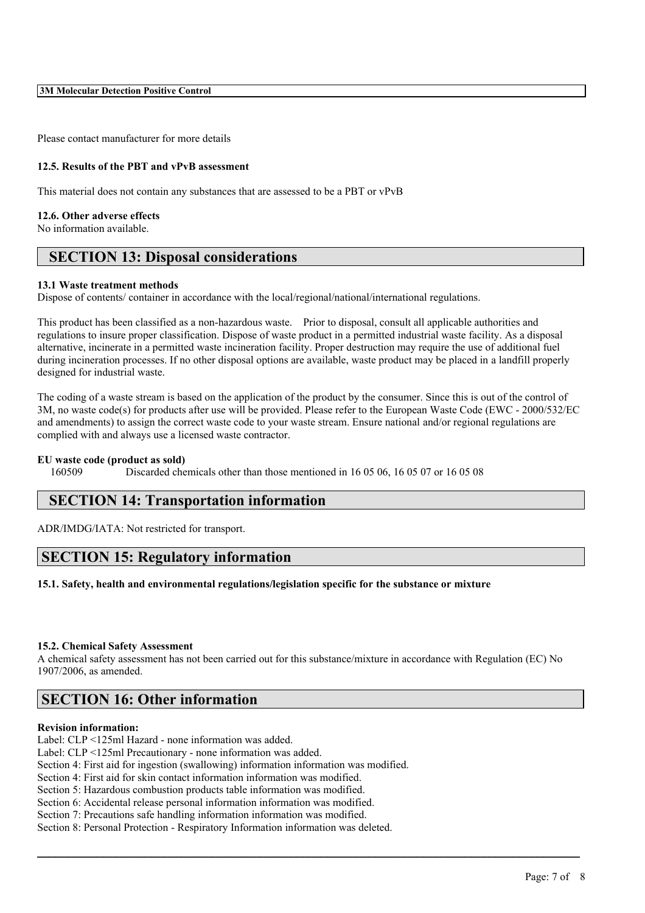Please contact manufacturer for more details

### 12.5. Results of the PBT and vPvB assessment

This material does not contain any substances that are assessed to be a PBT or vPvB

### 12.6. Other adverse effects

No information available.

## SECTION 13: Disposal considerations

### 13.1 Waste treatment methods

Dispose of contents/ container in accordance with the local/regional/national/international regulations.

This product has been classified as a non-hazardous waste. Prior to disposal, consult all applicable authorities and regulations to insure proper classification. Dispose of waste product in a permitted industrial waste facility. As a disposal alternative, incinerate in a permitted waste incineration facility. Proper destruction may require the use of additional fuel during incineration processes. If no other disposal options are available, waste product may be placed in a landfill properly designed for industrial waste.

The coding of a waste stream is based on the application of the product by the consumer. Since this is out of the control of 3M, no waste code(s) for products after use will be provided. Please refer to the European Waste Code (EWC - 2000/532/EC and amendments) to assign the correct waste code to your waste stream. Ensure national and/or regional regulations are complied with and always use a licensed waste contractor.

**EU waste code (product as sold)**

160509 Discarded chemicals other than those mentioned in 16 05 06, 16 05 07 or 16 05 08

## SECTION 14: Transportation information

ADR/IMDG/IATA: Not restricted for transport.

## SECTION 15: Regulatory information

### 15.1. Safety, health and environmental regulations/legislation specific for the substance or mixture

### 15.2. Chemical Safety Assessment

A chemical safety assessment has not been carried out for this substance/mixture in accordance with Regulation (EC) No 1907/2006, as amended.

## SECTION 16: Other information

**Revision information:**

Label: CLP <125ml Hazard - none information was added.
Label: CLP <125ml Precautionary - none information was added.
Section 4: First aid for ingestion (swallowing) information information was modified.
Section 4: First aid for skin contact information information was modified.
Section 5: Hazardous combustion products table information was modified.
Section 6: Accidental release personal information information was modified.
Section 7: Precautions safe handling information information was modified.
Section 8: Personal Protection - Respiratory Information information was deleted.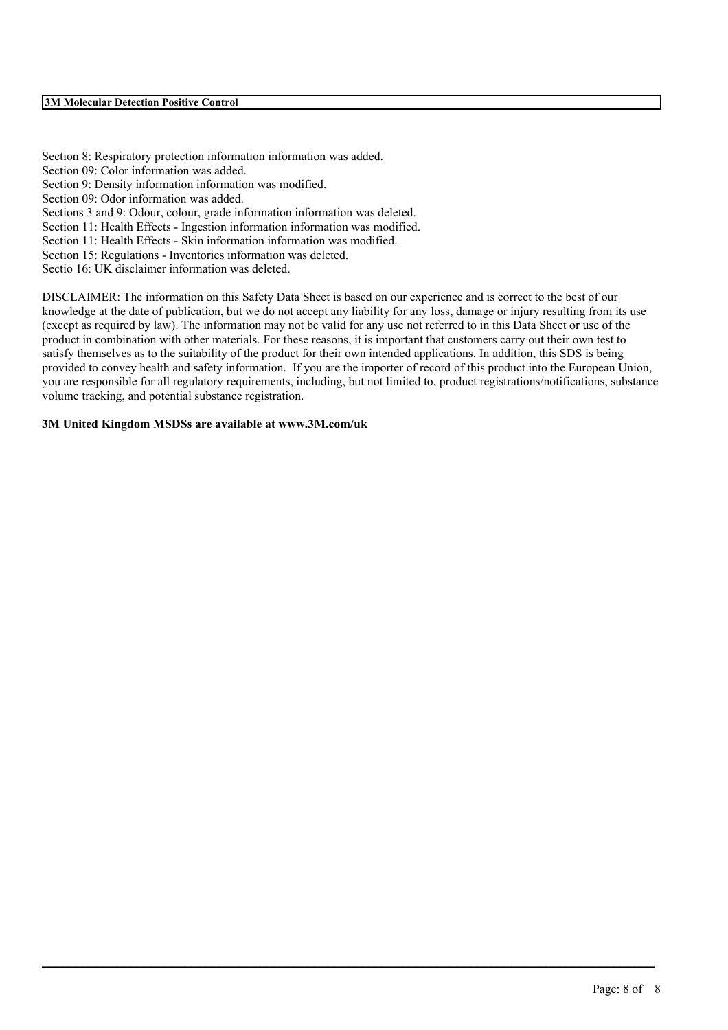Section 8: Respiratory protection information information was added.
Section 09: Color information was added.
Section 9: Density information information was modified.
Section 09: Odor information was added.
Sections 3 and 9: Odour, colour, grade information information was deleted.
Section 11: Health Effects - Ingestion information information was modified.
Section 11: Health Effects - Skin information information was modified.
Section 15: Regulations - Inventories information was deleted.
Sectio 16: UK disclaimer information was deleted.

DISCLAIMER: The information on this Safety Data Sheet is based on our experience and is correct to the best of our knowledge at the date of publication, but we do not accept any liability for any loss, damage or injury resulting from its use (except as required by law). The information may not be valid for any use not referred to in this Data Sheet or use of the product in combination with other materials. For these reasons, it is important that customers carry out their own test to satisfy themselves as to the suitability of the product for their own intended applications. In addition, this SDS is being provided to convey health and safety information. If you are the importer of record of this product into the European Union, you are responsible for all regulatory requirements, including, but not limited to, product registrations/notifications, substance volume tracking, and potential substance registration.

**3M United Kingdom MSDSs are available at www.3M.com/uk**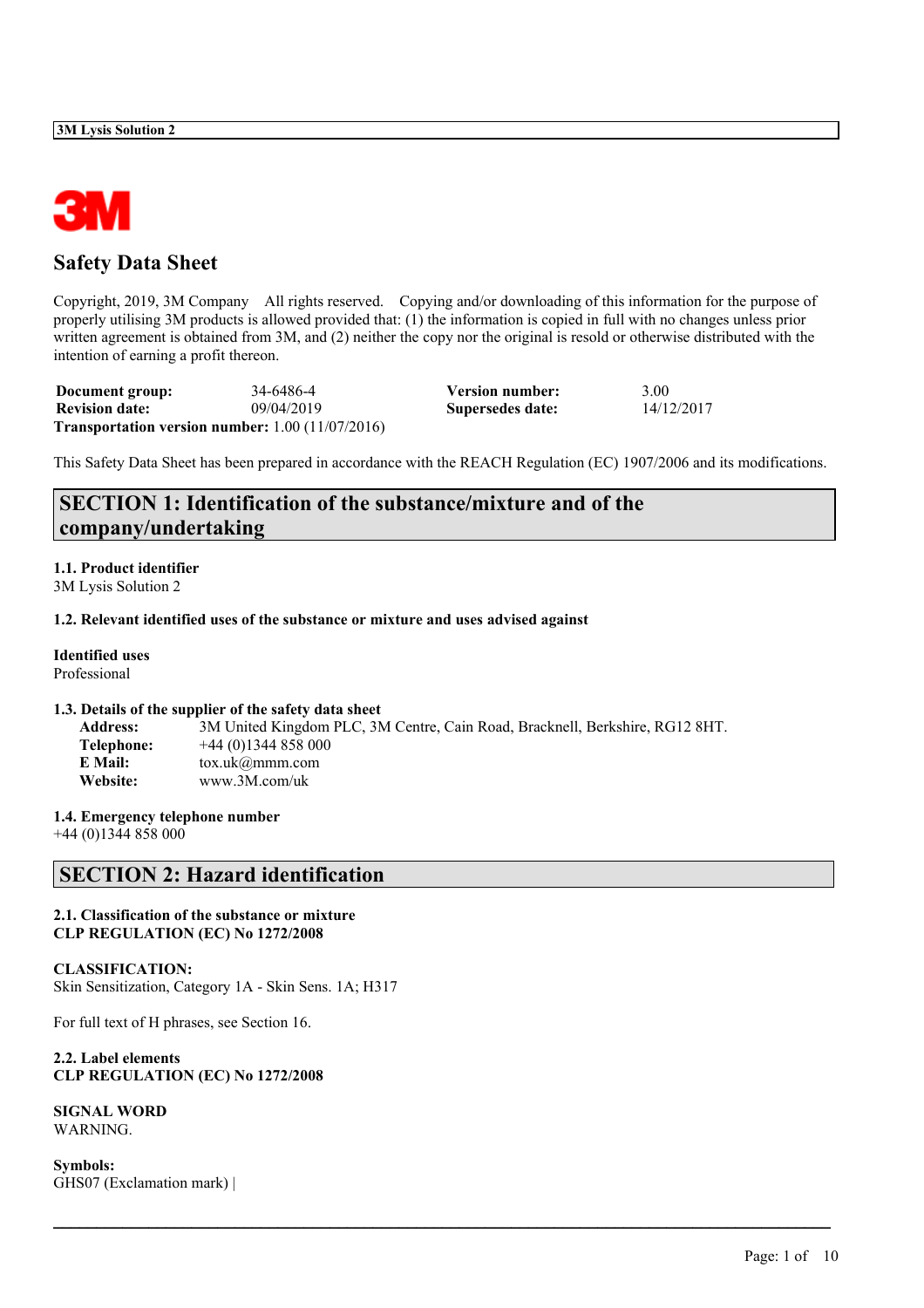# Safety Data Sheet

Copyright, 2019, 3M Company All rights reserved. Copying and/or downloading of this information for the purpose of properly utilising 3M products is allowed provided that: (1) the information is copied in full with no changes unless prior written agreement is obtained from 3M, and (2) neither the copy nor the original is resold or otherwise distributed with the intention of earning a profit thereon.

| **Document group:** | 34-6486-4 | **Version number:** | 3.00 |
|---|---|---|---|
| **Revision date:** | 09/04/2019 | **Supersedes date:** | 14/12/2017 |

**Transportation version number:** 1.00 (11/07/2016)

This Safety Data Sheet has been prepared in accordance with the REACH Regulation (EC) 1907/2006 and its modifications.

## SECTION 1: Identification of the substance/mixture and of the company/undertaking

**1.1. Product identifier**
3M Lysis Solution 2

**1.2. Relevant identified uses of the substance or mixture and uses advised against**

**Identified uses**
Professional

**1.3. Details of the supplier of the safety data sheet**

**Address:** 3M United Kingdom PLC, 3M Centre, Cain Road, Bracknell, Berkshire, RG12 8HT.
**Telephone:** +44 (0)1344 858 000
**E Mail:** tox.uk@mmm.com
**Website:** www.3M.com/uk

**1.4. Emergency telephone number**
+44 (0)1344 858 000

## SECTION 2: Hazard identification

**2.1. Classification of the substance or mixture**
**CLP REGULATION (EC) No 1272/2008**

**CLASSIFICATION:**
Skin Sensitization, Category 1A - Skin Sens. 1A; H317

For full text of H phrases, see Section 16.

**2.2. Label elements**
**CLP REGULATION (EC) No 1272/2008**

**SIGNAL WORD**
WARNING.

**Symbols:**
GHS07 (Exclamation mark) |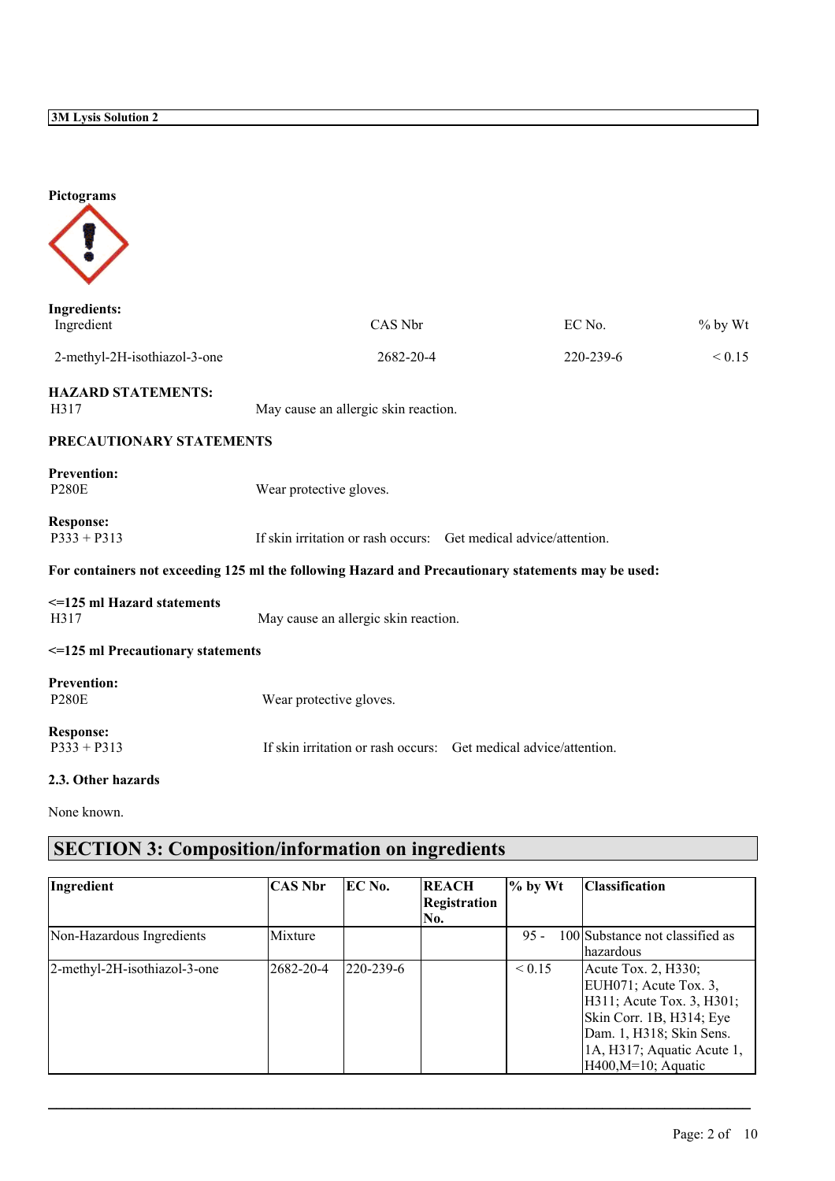**Pictograms**

**Ingredients:**

| Ingredient | CAS Nbr | EC No. | % by Wt |
|---|---|---|---|
| 2-methyl-2H-isothiazol-3-one | 2682-20-4 | 220-239-6 | < 0.15 |

**HAZARD STATEMENTS:**

H317 May cause an allergic skin reaction.

**PRECAUTIONARY STATEMENTS**

**Prevention:**

P280E Wear protective gloves.

**Response:**

P333 + P313 If skin irritation or rash occurs: Get medical advice/attention.

**For containers not exceeding 125 ml the following Hazard and Precautionary statements may be used:**

**<=125 ml Hazard statements**

H317 May cause an allergic skin reaction.

**<=125 ml Precautionary statements**

**Prevention:**

P280E Wear protective gloves.

**Response:**

P333 + P313 If skin irritation or rash occurs: Get medical advice/attention.

**2.3. Other hazards**

None known.

## SECTION 3: Composition/information on ingredients

| Ingredient | CAS Nbr | EC No. | REACH Registration No. | % by Wt | Classification |
|---|---|---|---|---|---|
| Non-Hazardous Ingredients | Mixture | | | 95 - 100 | Substance not classified as hazardous |
| 2-methyl-2H-isothiazol-3-one | 2682-20-4 | 220-239-6 | | < 0.15 | Acute Tox. 2, H330; EUH071; Acute Tox. 3, H311; Acute Tox. 3, H301; Skin Corr. 1B, H314; Eye Dam. 1, H318; Skin Sens. 1A, H317; Aquatic Acute 1, H400,M=10; Aquatic |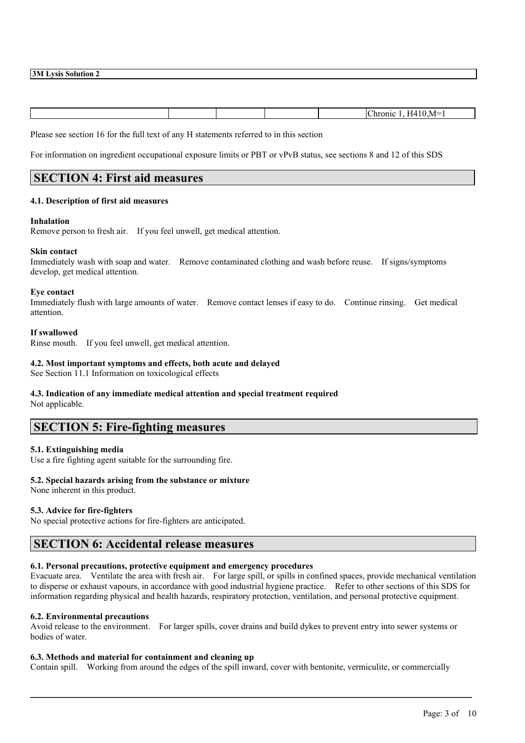|  |  |  |  |  | Chronic 1, H410,M=1 |
|---|---|---|---|---|---|

Please see section 16 for the full text of any H statements referred to in this section

For information on ingredient occupational exposure limits or PBT or vPvB status, see sections 8 and 12 of this SDS

## SECTION 4: First aid measures

### 4.1. Description of first aid measures

**Inhalation**
Remove person to fresh air. If you feel unwell, get medical attention.

**Skin contact**
Immediately wash with soap and water. Remove contaminated clothing and wash before reuse. If signs/symptoms develop, get medical attention.

**Eye contact**
Immediately flush with large amounts of water. Remove contact lenses if easy to do. Continue rinsing. Get medical attention.

**If swallowed**
Rinse mouth. If you feel unwell, get medical attention.

### 4.2. Most important symptoms and effects, both acute and delayed

See Section 11.1 Information on toxicological effects

### 4.3. Indication of any immediate medical attention and special treatment required

Not applicable.

## SECTION 5: Fire-fighting measures

### 5.1. Extinguishing media

Use a fire fighting agent suitable for the surrounding fire.

### 5.2. Special hazards arising from the substance or mixture

None inherent in this product.

### 5.3. Advice for fire-fighters

No special protective actions for fire-fighters are anticipated.

## SECTION 6: Accidental release measures

### 6.1. Personal precautions, protective equipment and emergency procedures

Evacuate area. Ventilate the area with fresh air. For large spill, or spills in confined spaces, provide mechanical ventilation to disperse or exhaust vapours, in accordance with good industrial hygiene practice. Refer to other sections of this SDS for information regarding physical and health hazards, respiratory protection, ventilation, and personal protective equipment.

### 6.2. Environmental precautions

Avoid release to the environment. For larger spills, cover drains and build dykes to prevent entry into sewer systems or bodies of water.

### 6.3. Methods and material for containment and cleaning up

Contain spill. Working from around the edges of the spill inward, cover with bentonite, vermiculite, or commercially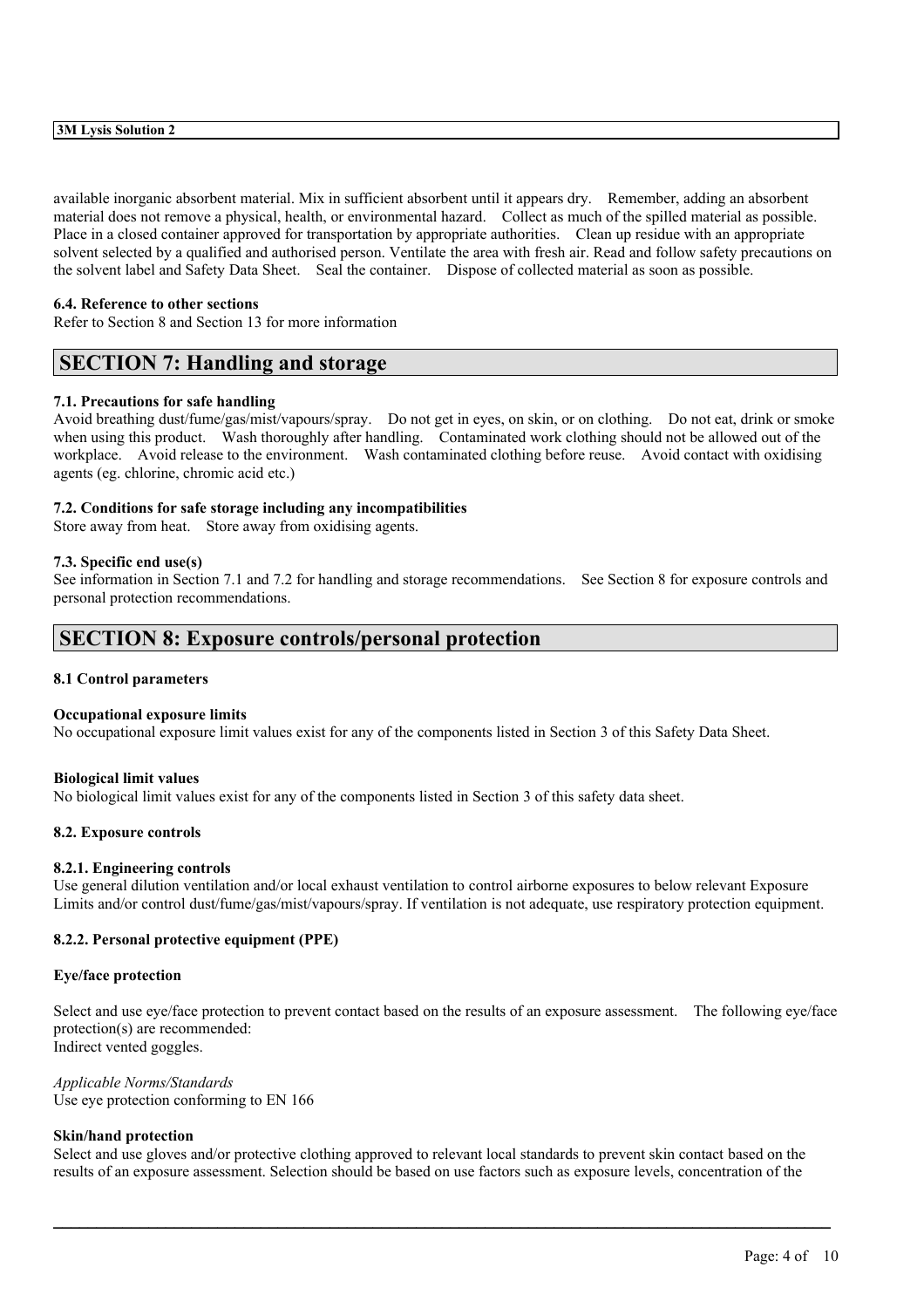available inorganic absorbent material. Mix in sufficient absorbent until it appears dry. Remember, adding an absorbent material does not remove a physical, health, or environmental hazard. Collect as much of the spilled material as possible. Place in a closed container approved for transportation by appropriate authorities. Clean up residue with an appropriate solvent selected by a qualified and authorised person. Ventilate the area with fresh air. Read and follow safety precautions on the solvent label and Safety Data Sheet. Seal the container. Dispose of collected material as soon as possible.

**6.4. Reference to other sections**
Refer to Section 8 and Section 13 for more information

## SECTION 7: Handling and storage

**7.1. Precautions for safe handling**
Avoid breathing dust/fume/gas/mist/vapours/spray. Do not get in eyes, on skin, or on clothing. Do not eat, drink or smoke when using this product. Wash thoroughly after handling. Contaminated work clothing should not be allowed out of the workplace. Avoid release to the environment. Wash contaminated clothing before reuse. Avoid contact with oxidising agents (eg. chlorine, chromic acid etc.)

**7.2. Conditions for safe storage including any incompatibilities**
Store away from heat. Store away from oxidising agents.

**7.3. Specific end use(s)**
See information in Section 7.1 and 7.2 for handling and storage recommendations. See Section 8 for exposure controls and personal protection recommendations.

## SECTION 8: Exposure controls/personal protection

**8.1 Control parameters**

**Occupational exposure limits**
No occupational exposure limit values exist for any of the components listed in Section 3 of this Safety Data Sheet.

**Biological limit values**
No biological limit values exist for any of the components listed in Section 3 of this safety data sheet.

**8.2. Exposure controls**

**8.2.1. Engineering controls**
Use general dilution ventilation and/or local exhaust ventilation to control airborne exposures to below relevant Exposure Limits and/or control dust/fume/gas/mist/vapours/spray. If ventilation is not adequate, use respiratory protection equipment.

**8.2.2. Personal protective equipment (PPE)**

**Eye/face protection**

Select and use eye/face protection to prevent contact based on the results of an exposure assessment. The following eye/face protection(s) are recommended:
Indirect vented goggles.

*Applicable Norms/Standards*
Use eye protection conforming to EN 166

**Skin/hand protection**
Select and use gloves and/or protective clothing approved to relevant local standards to prevent skin contact based on the results of an exposure assessment. Selection should be based on use factors such as exposure levels, concentration of the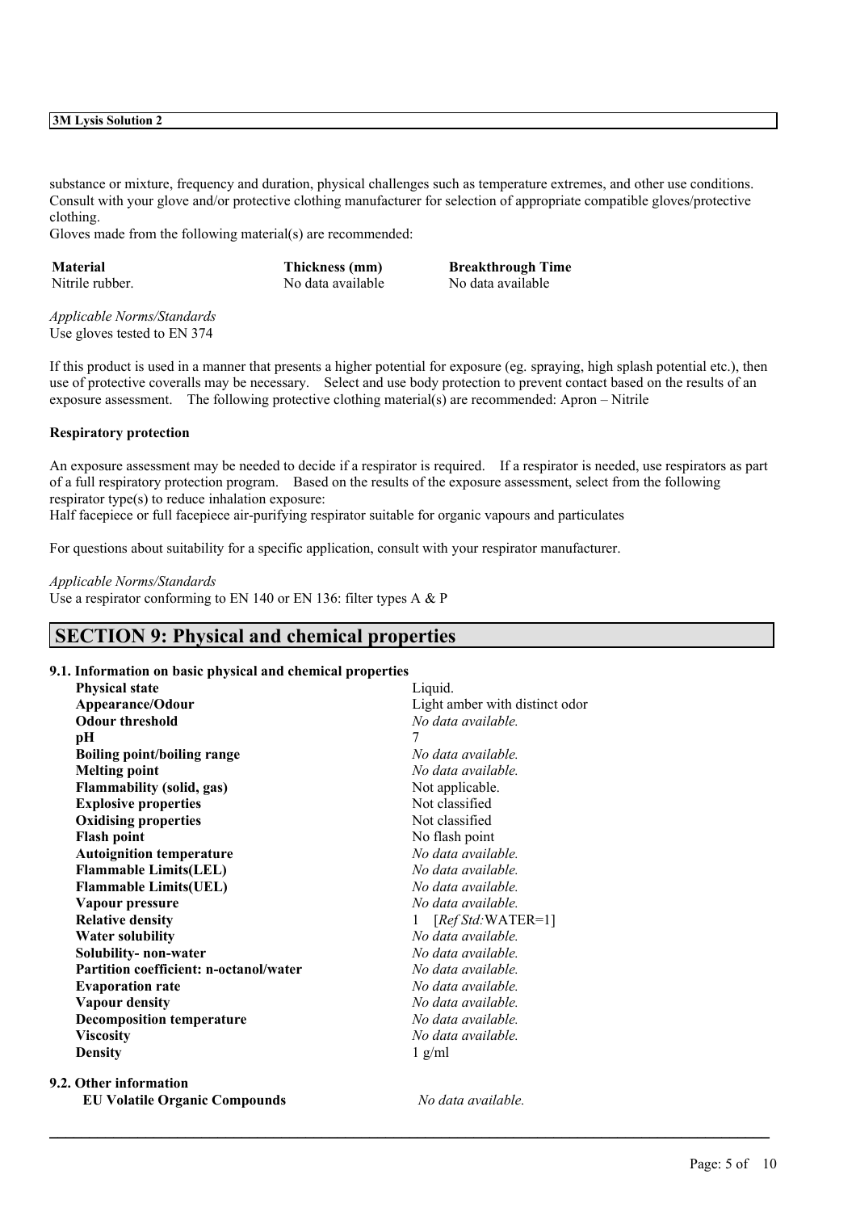substance or mixture, frequency and duration, physical challenges such as temperature extremes, and other use conditions. Consult with your glove and/or protective clothing manufacturer for selection of appropriate compatible gloves/protective clothing.

Gloves made from the following material(s) are recommended:

| Material | Thickness (mm) | Breakthrough Time |
|---|---|---|
| Nitrile rubber. | No data available | No data available |

*Applicable Norms/Standards*
Use gloves tested to EN 374

If this product is used in a manner that presents a higher potential for exposure (eg. spraying, high splash potential etc.), then use of protective coveralls may be necessary. Select and use body protection to prevent contact based on the results of an exposure assessment. The following protective clothing material(s) are recommended: Apron – Nitrile

**Respiratory protection**

An exposure assessment may be needed to decide if a respirator is required. If a respirator is needed, use respirators as part of a full respiratory protection program. Based on the results of the exposure assessment, select from the following respirator type(s) to reduce inhalation exposure:
Half facepiece or full facepiece air-purifying respirator suitable for organic vapours and particulates

For questions about suitability for a specific application, consult with your respirator manufacturer.

*Applicable Norms/Standards*
Use a respirator conforming to EN 140 or EN 136: filter types A & P

## SECTION 9: Physical and chemical properties

### 9.1. Information on basic physical and chemical properties

| | |
|---|---|
| **Physical state** | Liquid. |
| **Appearance/Odour** | Light amber with distinct odor |
| **Odour threshold** | *No data available.* |
| **pH** | 7 |
| **Boiling point/boiling range** | *No data available.* |
| **Melting point** | *No data available.* |
| **Flammability (solid, gas)** | Not applicable. |
| **Explosive properties** | Not classified |
| **Oxidising properties** | Not classified |
| **Flash point** | No flash point |
| **Autoignition temperature** | *No data available.* |
| **Flammable Limits(LEL)** | *No data available.* |
| **Flammable Limits(UEL)** | *No data available.* |
| **Vapour pressure** | *No data available.* |
| **Relative density** | 1 [*Ref Std:*WATER=1] |
| **Water solubility** | *No data available.* |
| **Solubility- non-water** | *No data available.* |
| **Partition coefficient: n-octanol/water** | *No data available.* |
| **Evaporation rate** | *No data available.* |
| **Vapour density** | *No data available.* |
| **Decomposition temperature** | *No data available.* |
| **Viscosity** | *No data available.* |
| **Density** | 1 g/ml |

### 9.2. Other information

| | |
|---|---|
| **EU Volatile Organic Compounds** | *No data available.* |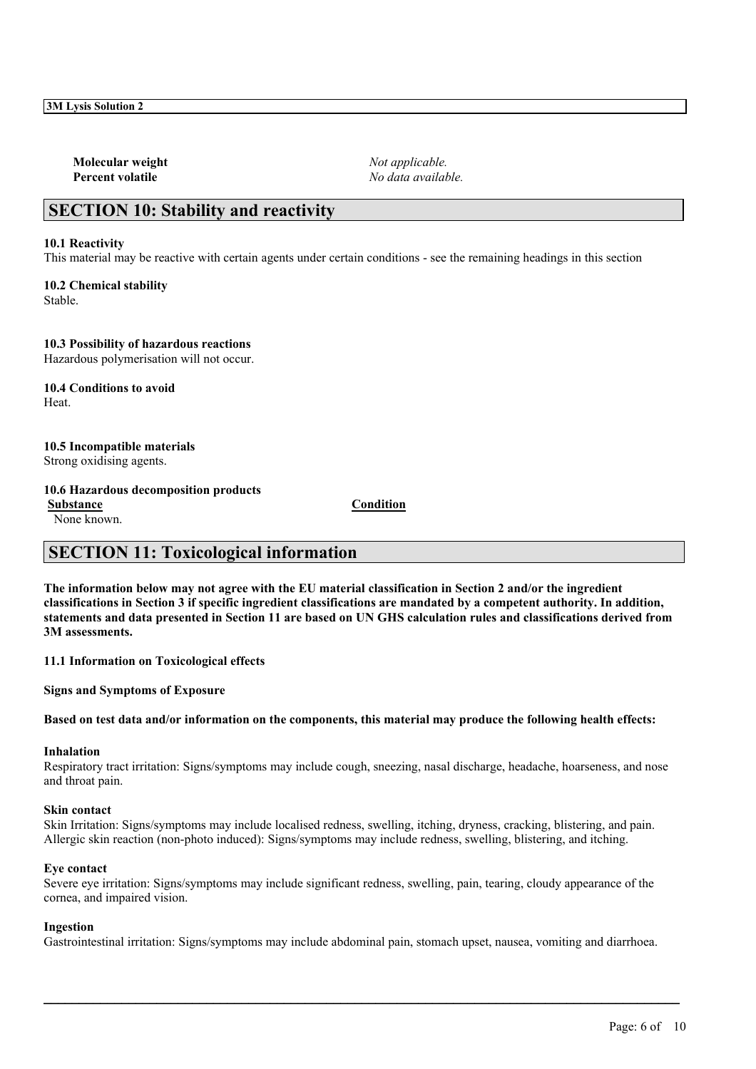| | |
|---|---|
| **Molecular weight** | *Not applicable.* |
| **Percent volatile** | *No data available.* |

## SECTION 10: Stability and reactivity

**10.1 Reactivity**
This material may be reactive with certain agents under certain conditions - see the remaining headings in this section

**10.2 Chemical stability**
Stable.

**10.3 Possibility of hazardous reactions**
Hazardous polymerisation will not occur.

**10.4 Conditions to avoid**
Heat.

**10.5 Incompatible materials**
Strong oxidising agents.

**10.6 Hazardous decomposition products**

| Substance | Condition |
|---|---|
| None known. | |

## SECTION 11: Toxicological information

**The information below may not agree with the EU material classification in Section 2 and/or the ingredient classifications in Section 3 if specific ingredient classifications are mandated by a competent authority. In addition, statements and data presented in Section 11 are based on UN GHS calculation rules and classifications derived from 3M assessments.**

**11.1 Information on Toxicological effects**

**Signs and Symptoms of Exposure**

**Based on test data and/or information on the components, this material may produce the following health effects:**

**Inhalation**
Respiratory tract irritation: Signs/symptoms may include cough, sneezing, nasal discharge, headache, hoarseness, and nose and throat pain.

**Skin contact**
Skin Irritation: Signs/symptoms may include localised redness, swelling, itching, dryness, cracking, blistering, and pain.
Allergic skin reaction (non-photo induced): Signs/symptoms may include redness, swelling, blistering, and itching.

**Eye contact**
Severe eye irritation: Signs/symptoms may include significant redness, swelling, pain, tearing, cloudy appearance of the cornea, and impaired vision.

**Ingestion**
Gastrointestinal irritation: Signs/symptoms may include abdominal pain, stomach upset, nausea, vomiting and diarrhoea.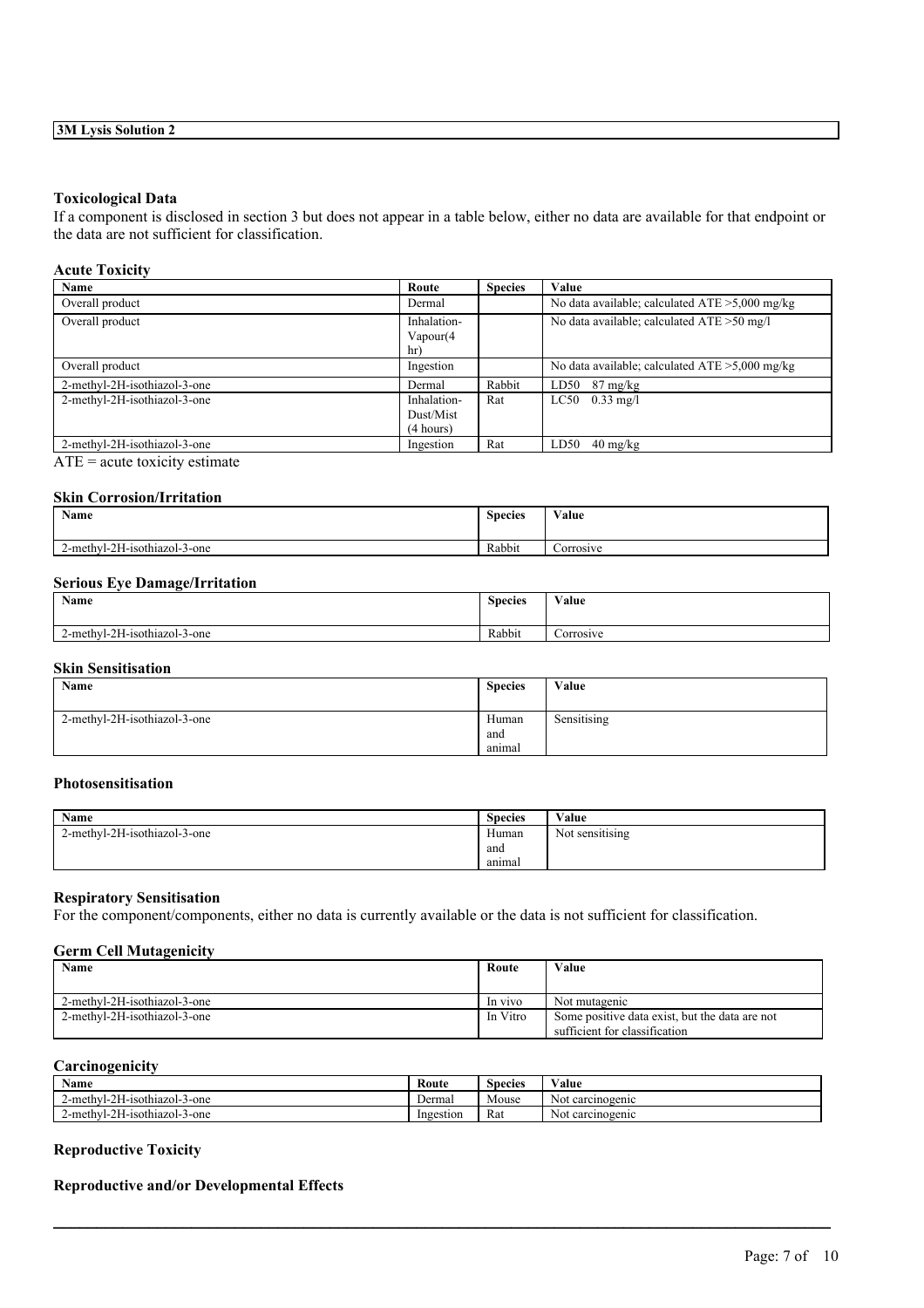**3M Lysis Solution 2**

### Toxicological Data

If a component is disclosed in section 3 but does not appear in a table below, either no data are available for that endpoint or the data are not sufficient for classification.

#### Acute Toxicity

| Name | Route | Species | Value |
|---|---|---|---|
| Overall product | Dermal | | No data available; calculated ATE >5,000 mg/kg |
| Overall product | Inhalation-Vapour(4 hr) | | No data available; calculated ATE >50 mg/l |
| Overall product | Ingestion | | No data available; calculated ATE >5,000 mg/kg |
| 2-methyl-2H-isothiazol-3-one | Dermal | Rabbit | LD50 87 mg/kg |
| 2-methyl-2H-isothiazol-3-one | Inhalation-Dust/Mist (4 hours) | Rat | LC50 0.33 mg/l |
| 2-methyl-2H-isothiazol-3-one | Ingestion | Rat | LD50 40 mg/kg |

ATE = acute toxicity estimate

#### Skin Corrosion/Irritation

| Name | Species | Value |
|---|---|---|
| 2-methyl-2H-isothiazol-3-one | Rabbit | Corrosive |

#### Serious Eye Damage/Irritation

| Name | Species | Value |
|---|---|---|
| 2-methyl-2H-isothiazol-3-one | Rabbit | Corrosive |

#### Skin Sensitisation

| Name | Species | Value |
|---|---|---|
| 2-methyl-2H-isothiazol-3-one | Human and animal | Sensitising |

#### Photosensitisation

| Name | Species | Value |
|---|---|---|
| 2-methyl-2H-isothiazol-3-one | Human and animal | Not sensitising |

#### Respiratory Sensitisation

For the component/components, either no data is currently available or the data is not sufficient for classification.

#### Germ Cell Mutagenicity

| Name | Route | Value |
|---|---|---|
| 2-methyl-2H-isothiazol-3-one | In vivo | Not mutagenic |
| 2-methyl-2H-isothiazol-3-one | In Vitro | Some positive data exist, but the data are not sufficient for classification |

#### Carcinogenicity

| Name | Route | Species | Value |
|---|---|---|---|
| 2-methyl-2H-isothiazol-3-one | Dermal | Mouse | Not carcinogenic |
| 2-methyl-2H-isothiazol-3-one | Ingestion | Rat | Not carcinogenic |

#### Reproductive Toxicity

##### Reproductive and/or Developmental Effects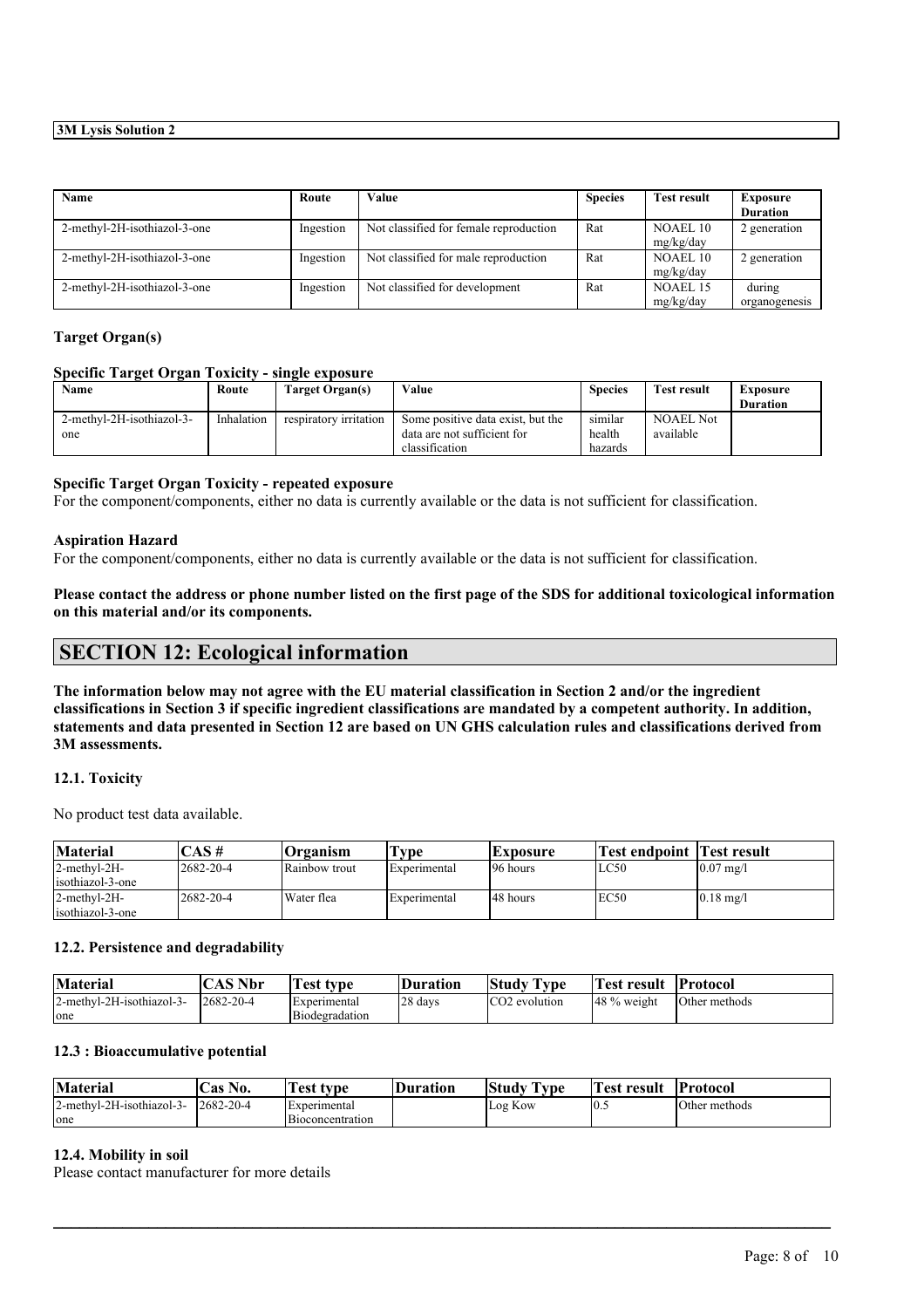| Name | Route | Value | Species | Test result | Exposure Duration |
| --- | --- | --- | --- | --- | --- |
| 2-methyl-2H-isothiazol-3-one | Ingestion | Not classified for female reproduction | Rat | NOAEL 10 mg/kg/day | 2 generation |
| 2-methyl-2H-isothiazol-3-one | Ingestion | Not classified for male reproduction | Rat | NOAEL 10 mg/kg/day | 2 generation |
| 2-methyl-2H-isothiazol-3-one | Ingestion | Not classified for development | Rat | NOAEL 15 mg/kg/day | during organogenesis |

**Target Organ(s)**

**Specific Target Organ Toxicity - single exposure**

| Name | Route | Target Organ(s) | Value | Species | Test result | Exposure Duration |
| --- | --- | --- | --- | --- | --- | --- |
| 2-methyl-2H-isothiazol-3-one | Inhalation | respiratory irritation | Some positive data exist, but the data are not sufficient for classification | similar health hazards | NOAEL Not available | |

**Specific Target Organ Toxicity - repeated exposure**

For the component/components, either no data is currently available or the data is not sufficient for classification.

**Aspiration Hazard**

For the component/components, either no data is currently available or the data is not sufficient for classification.

**Please contact the address or phone number listed on the first page of the SDS for additional toxicological information on this material and/or its components.**

## SECTION 12: Ecological information

**The information below may not agree with the EU material classification in Section 2 and/or the ingredient classifications in Section 3 if specific ingredient classifications are mandated by a competent authority. In addition, statements and data presented in Section 12 are based on UN GHS calculation rules and classifications derived from 3M assessments.**

### 12.1. Toxicity

No product test data available.

| Material | CAS # | Organism | Type | Exposure | Test endpoint | Test result |
| --- | --- | --- | --- | --- | --- | --- |
| 2-methyl-2H-isothiazol-3-one | 2682-20-4 | Rainbow trout | Experimental | 96 hours | LC50 | 0.07 mg/l |
| 2-methyl-2H-isothiazol-3-one | 2682-20-4 | Water flea | Experimental | 48 hours | EC50 | 0.18 mg/l |

### 12.2. Persistence and degradability

| Material | CAS Nbr | Test type | Duration | Study Type | Test result | Protocol |
| --- | --- | --- | --- | --- | --- | --- |
| 2-methyl-2H-isothiazol-3-one | 2682-20-4 | Experimental Biodegradation | 28 days | $CO_2$ evolution | 48 % weight | Other methods |

### 12.3 : Bioaccumulative potential

| Material | Cas No. | Test type | Duration | Study Type | Test result | Protocol |
| --- | --- | --- | --- | --- | --- | --- |
| 2-methyl-2H-isothiazol-3-one | 2682-20-4 | Experimental Bioconcentration | | Log Kow | 0.5 | Other methods |

### 12.4. Mobility in soil

Please contact manufacturer for more details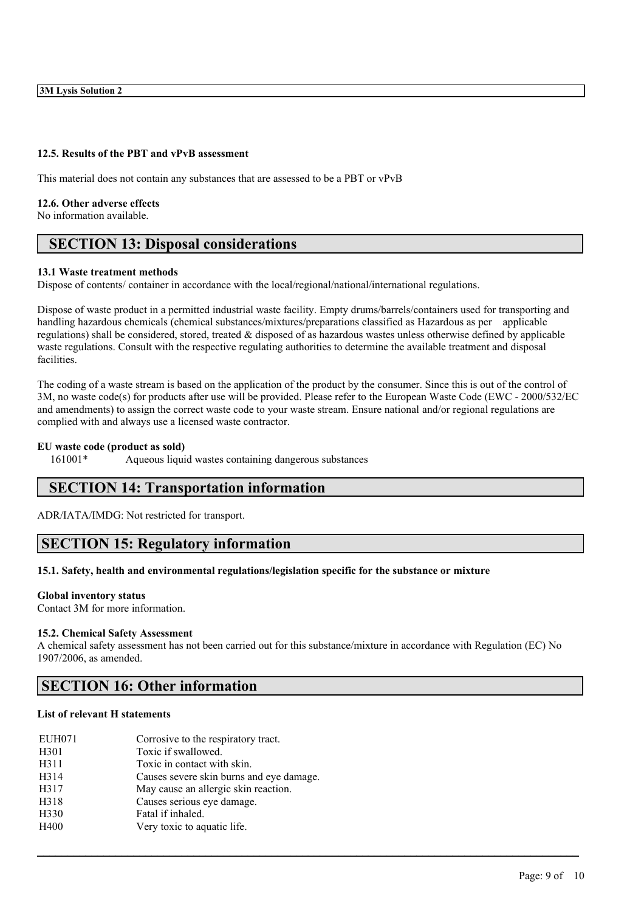#### 12.5. Results of the PBT and vPvB assessment

This material does not contain any substances that are assessed to be a PBT or vPvB

#### 12.6. Other adverse effects

No information available.

## SECTION 13: Disposal considerations

#### 13.1 Waste treatment methods

Dispose of contents/ container in accordance with the local/regional/national/international regulations.

Dispose of waste product in a permitted industrial waste facility. Empty drums/barrels/containers used for transporting and handling hazardous chemicals (chemical substances/mixtures/preparations classified as Hazardous as per applicable regulations) shall be considered, stored, treated & disposed of as hazardous wastes unless otherwise defined by applicable waste regulations. Consult with the respective regulating authorities to determine the available treatment and disposal facilities.

The coding of a waste stream is based on the application of the product by the consumer. Since this is out of the control of 3M, no waste code(s) for products after use will be provided. Please refer to the European Waste Code (EWC - 2000/532/EC and amendments) to assign the correct waste code to your waste stream. Ensure national and/or regional regulations are complied with and always use a licensed waste contractor.

**EU waste code (product as sold)**

| | |
|---|---|
| 161001* | Aqueous liquid wastes containing dangerous substances |

## SECTION 14: Transportation information

ADR/IATA/IMDG: Not restricted for transport.

## SECTION 15: Regulatory information

#### 15.1. Safety, health and environmental regulations/legislation specific for the substance or mixture

**Global inventory status**

Contact 3M for more information.

#### 15.2. Chemical Safety Assessment

A chemical safety assessment has not been carried out for this substance/mixture in accordance with Regulation (EC) No 1907/2006, as amended.

## SECTION 16: Other information

**List of relevant H statements**

| | |
|---|---|
| EUH071 | Corrosive to the respiratory tract. |
| H301 | Toxic if swallowed. |
| H311 | Toxic in contact with skin. |
| H314 | Causes severe skin burns and eye damage. |
| H317 | May cause an allergic skin reaction. |
| H318 | Causes serious eye damage. |
| H330 | Fatal if inhaled. |
| H400 | Very toxic to aquatic life. |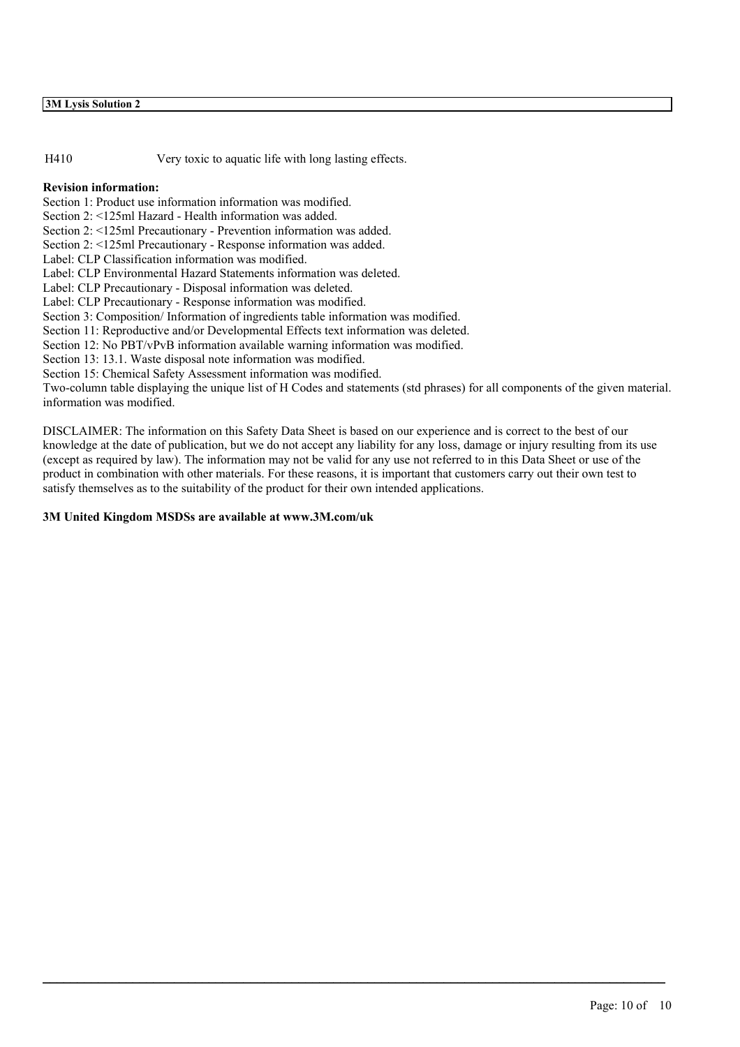| H410 | Very toxic to aquatic life with long lasting effects. |
|---|---|

**Revision information:**

Section 1: Product use information information was modified.
Section 2: <125ml Hazard - Health information was added.
Section 2: <125ml Precautionary - Prevention information was added.
Section 2: <125ml Precautionary - Response information was added.
Label: CLP Classification information was modified.
Label: CLP Environmental Hazard Statements information was deleted.
Label: CLP Precautionary - Disposal information was deleted.
Label: CLP Precautionary - Response information was modified.
Section 3: Composition/ Information of ingredients table information was modified.
Section 11: Reproductive and/or Developmental Effects text information was deleted.
Section 12: No PBT/vPvB information available warning information was modified.
Section 13: 13.1. Waste disposal note information was modified.
Section 15: Chemical Safety Assessment information was modified.
Two-column table displaying the unique list of H Codes and statements (std phrases) for all components of the given material. information was modified.

DISCLAIMER: The information on this Safety Data Sheet is based on our experience and is correct to the best of our knowledge at the date of publication, but we do not accept any liability for any loss, damage or injury resulting from its use (except as required by law). The information may not be valid for any use not referred to in this Data Sheet or use of the product in combination with other materials. For these reasons, it is important that customers carry out their own test to satisfy themselves as to the suitability of the product for their own intended applications.

**3M United Kingdom MSDSs are available at www.3M.com/uk**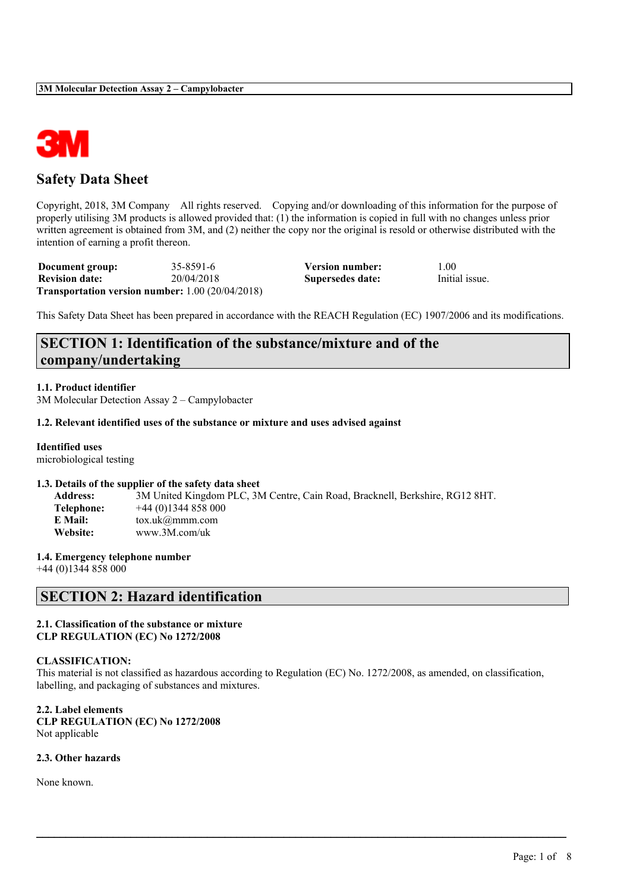# Safety Data Sheet

Copyright, 2018, 3M Company All rights reserved. Copying and/or downloading of this information for the purpose of properly utilising 3M products is allowed provided that: (1) the information is copied in full with no changes unless prior written agreement is obtained from 3M, and (2) neither the copy nor the original is resold or otherwise distributed with the intention of earning a profit thereon.

| | | | |
|---|---|---|---|
| **Document group:** | 35-8591-6 | **Version number:** | 1.00 |
| **Revision date:** | 20/04/2018 | **Supersedes date:** | Initial issue. |

**Transportation version number:** 1.00 (20/04/2018)

This Safety Data Sheet has been prepared in accordance with the REACH Regulation (EC) 1907/2006 and its modifications.

## SECTION 1: Identification of the substance/mixture and of the company/undertaking

### 1.1. Product identifier

3M Molecular Detection Assay 2 – Campylobacter

### 1.2. Relevant identified uses of the substance or mixture and uses advised against

**Identified uses**

microbiological testing

### 1.3. Details of the supplier of the safety data sheet

**Address:** 3M United Kingdom PLC, 3M Centre, Cain Road, Bracknell, Berkshire, RG12 8HT.
**Telephone:** +44 (0)1344 858 000
**E Mail:** tox.uk@mmm.com
**Website:** www.3M.com/uk

### 1.4. Emergency telephone number

+44 (0)1344 858 000

## SECTION 2: Hazard identification

### 2.1. Classification of the substance or mixture

**CLP REGULATION (EC) No 1272/2008**

**CLASSIFICATION:**

This material is not classified as hazardous according to Regulation (EC) No. 1272/2008, as amended, on classification, labelling, and packaging of substances and mixtures.

### 2.2. Label elements

**CLP REGULATION (EC) No 1272/2008**

Not applicable

### 2.3. Other hazards

None known.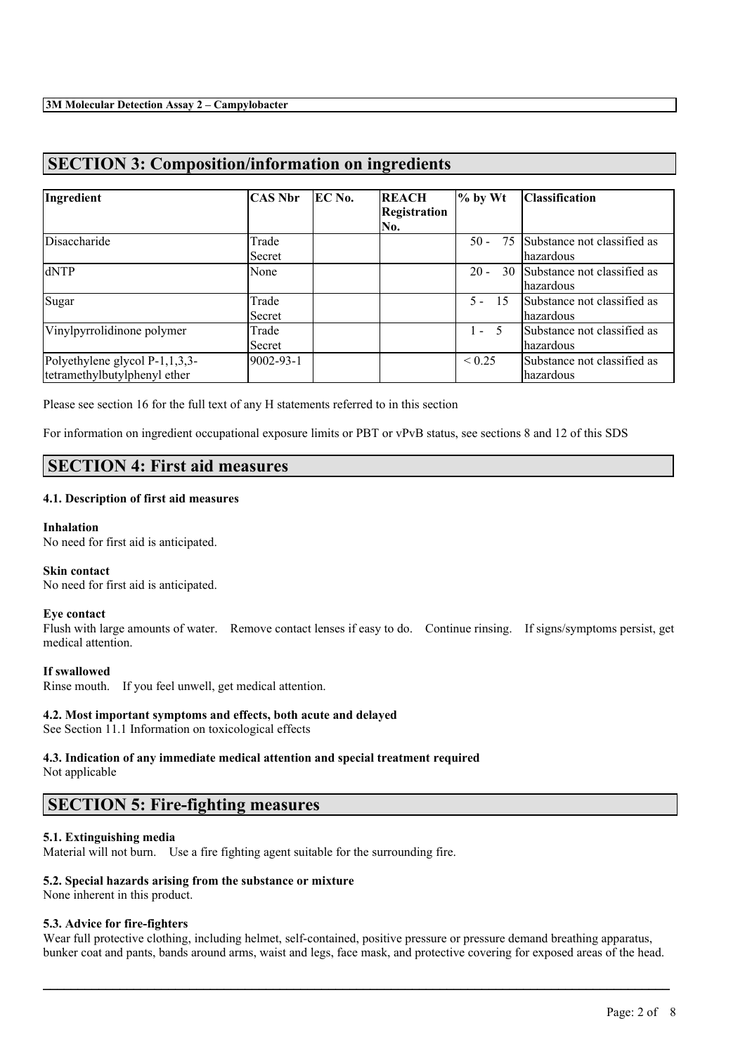## SECTION 3: Composition/information on ingredients

| Ingredient | CAS Nbr | EC No. | REACH Registration No. | % by Wt | Classification |
|---|---|---|---|---|---|
| Disaccharide | Trade Secret | | | 50 - 75 | Substance not classified as hazardous |
| dNTP | None | | | 20 - 30 | Substance not classified as hazardous |
| Sugar | Trade Secret | | | 5 - 15 | Substance not classified as hazardous |
| Vinylpyrrolidinone polymer | Trade Secret | | | 1 - 5 | Substance not classified as hazardous |
| Polyethylene glycol P-1,1,3,3-tetramethylbutylphenyl ether | 9002-93-1 | | | < 0.25 | Substance not classified as hazardous |

Please see section 16 for the full text of any H statements referred to in this section

For information on ingredient occupational exposure limits or PBT or vPvB status, see sections 8 and 12 of this SDS

## SECTION 4: First aid measures

### 4.1. Description of first aid measures

**Inhalation**
No need for first aid is anticipated.

**Skin contact**
No need for first aid is anticipated.

**Eye contact**
Flush with large amounts of water. Remove contact lenses if easy to do. Continue rinsing. If signs/symptoms persist, get medical attention.

**If swallowed**
Rinse mouth. If you feel unwell, get medical attention.

### 4.2. Most important symptoms and effects, both acute and delayed
See Section 11.1 Information on toxicological effects

### 4.3. Indication of any immediate medical attention and special treatment required
Not applicable

## SECTION 5: Fire-fighting measures

### 5.1. Extinguishing media
Material will not burn. Use a fire fighting agent suitable for the surrounding fire.

### 5.2. Special hazards arising from the substance or mixture
None inherent in this product.

### 5.3. Advice for fire-fighters
Wear full protective clothing, including helmet, self-contained, positive pressure or pressure demand breathing apparatus, bunker coat and pants, bands around arms, waist and legs, face mask, and protective covering for exposed areas of the head.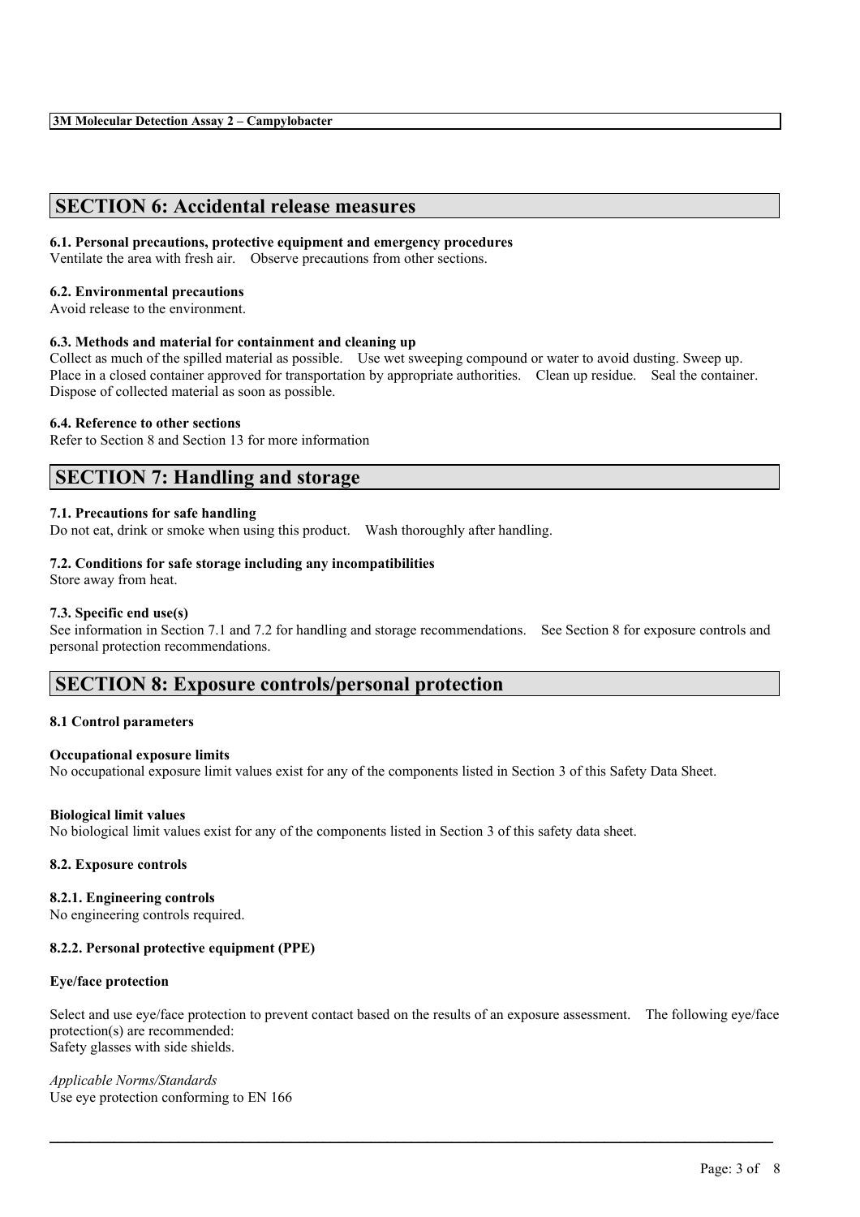## SECTION 6: Accidental release measures

### 6.1. Personal precautions, protective equipment and emergency procedures

Ventilate the area with fresh air. Observe precautions from other sections.

### 6.2. Environmental precautions

Avoid release to the environment.

### 6.3. Methods and material for containment and cleaning up

Collect as much of the spilled material as possible. Use wet sweeping compound or water to avoid dusting. Sweep up. Place in a closed container approved for transportation by appropriate authorities. Clean up residue. Seal the container. Dispose of collected material as soon as possible.

### 6.4. Reference to other sections

Refer to Section 8 and Section 13 for more information

## SECTION 7: Handling and storage

### 7.1. Precautions for safe handling

Do not eat, drink or smoke when using this product. Wash thoroughly after handling.

### 7.2. Conditions for safe storage including any incompatibilities

Store away from heat.

### 7.3. Specific end use(s)

See information in Section 7.1 and 7.2 for handling and storage recommendations. See Section 8 for exposure controls and personal protection recommendations.

## SECTION 8: Exposure controls/personal protection

### 8.1 Control parameters

**Occupational exposure limits**

No occupational exposure limit values exist for any of the components listed in Section 3 of this Safety Data Sheet.

**Biological limit values**

No biological limit values exist for any of the components listed in Section 3 of this safety data sheet.

### 8.2. Exposure controls

**8.2.1. Engineering controls**

No engineering controls required.

**8.2.2. Personal protective equipment (PPE)**

**Eye/face protection**

Select and use eye/face protection to prevent contact based on the results of an exposure assessment. The following eye/face protection(s) are recommended:
Safety glasses with side shields.

*Applicable Norms/Standards*
Use eye protection conforming to EN 166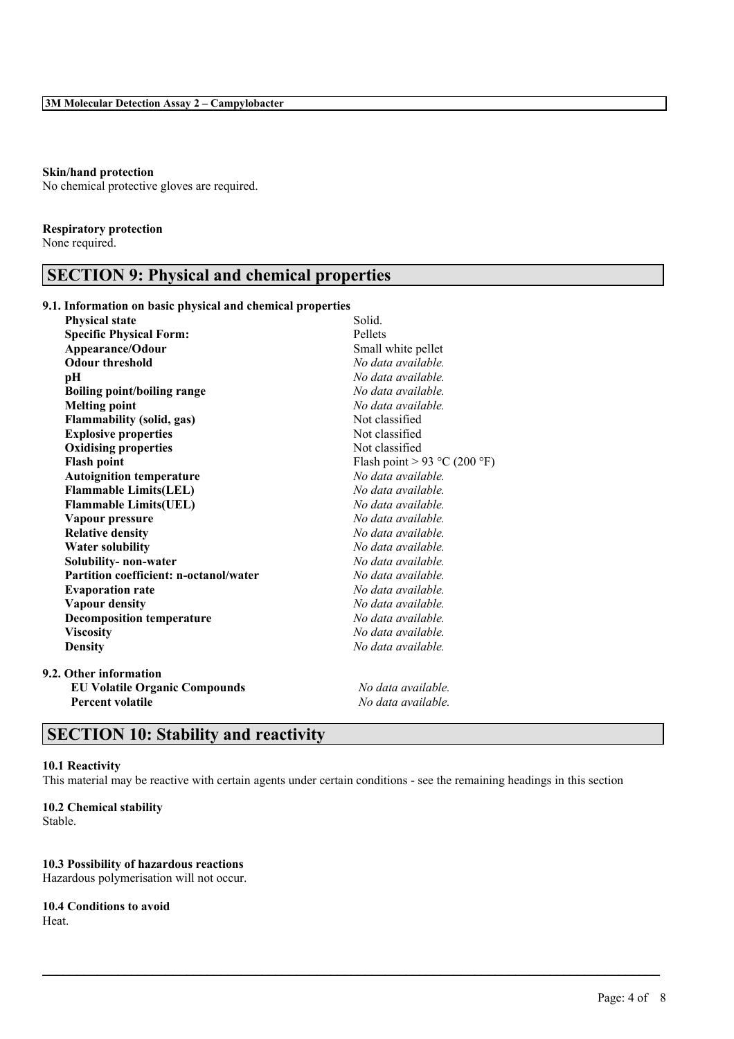**Skin/hand protection**
No chemical protective gloves are required.

**Respiratory protection**
None required.

## SECTION 9: Physical and chemical properties

**9.1. Information on basic physical and chemical properties**

| Property | Value |
|---|---|
| **Physical state** | Solid. |
| **Specific Physical Form:** | Pellets |
| **Appearance/Odour** | Small white pellet |
| **Odour threshold** | *No data available.* |
| **pH** | *No data available.* |
| **Boiling point/boiling range** | *No data available.* |
| **Melting point** | *No data available.* |
| **Flammability (solid, gas)** | Not classified |
| **Explosive properties** | Not classified |
| **Oxidising properties** | Not classified |
| **Flash point** | Flash point > 93 °C (200 °F) |
| **Autoignition temperature** | *No data available.* |
| **Flammable Limits(LEL)** | *No data available.* |
| **Flammable Limits(UEL)** | *No data available.* |
| **Vapour pressure** | *No data available.* |
| **Relative density** | *No data available.* |
| **Water solubility** | *No data available.* |
| **Solubility- non-water** | *No data available.* |
| **Partition coefficient: n-octanol/water** | *No data available.* |
| **Evaporation rate** | *No data available.* |
| **Vapour density** | *No data available.* |
| **Decomposition temperature** | *No data available.* |
| **Viscosity** | *No data available.* |
| **Density** | *No data available.* |

**9.2. Other information**

| Property | Value |
|---|---|
| **EU Volatile Organic Compounds** | *No data available.* |
| **Percent volatile** | *No data available.* |

## SECTION 10: Stability and reactivity

**10.1 Reactivity**
This material may be reactive with certain agents under certain conditions - see the remaining headings in this section

**10.2 Chemical stability**
Stable.

**10.3 Possibility of hazardous reactions**
Hazardous polymerisation will not occur.

**10.4 Conditions to avoid**
Heat.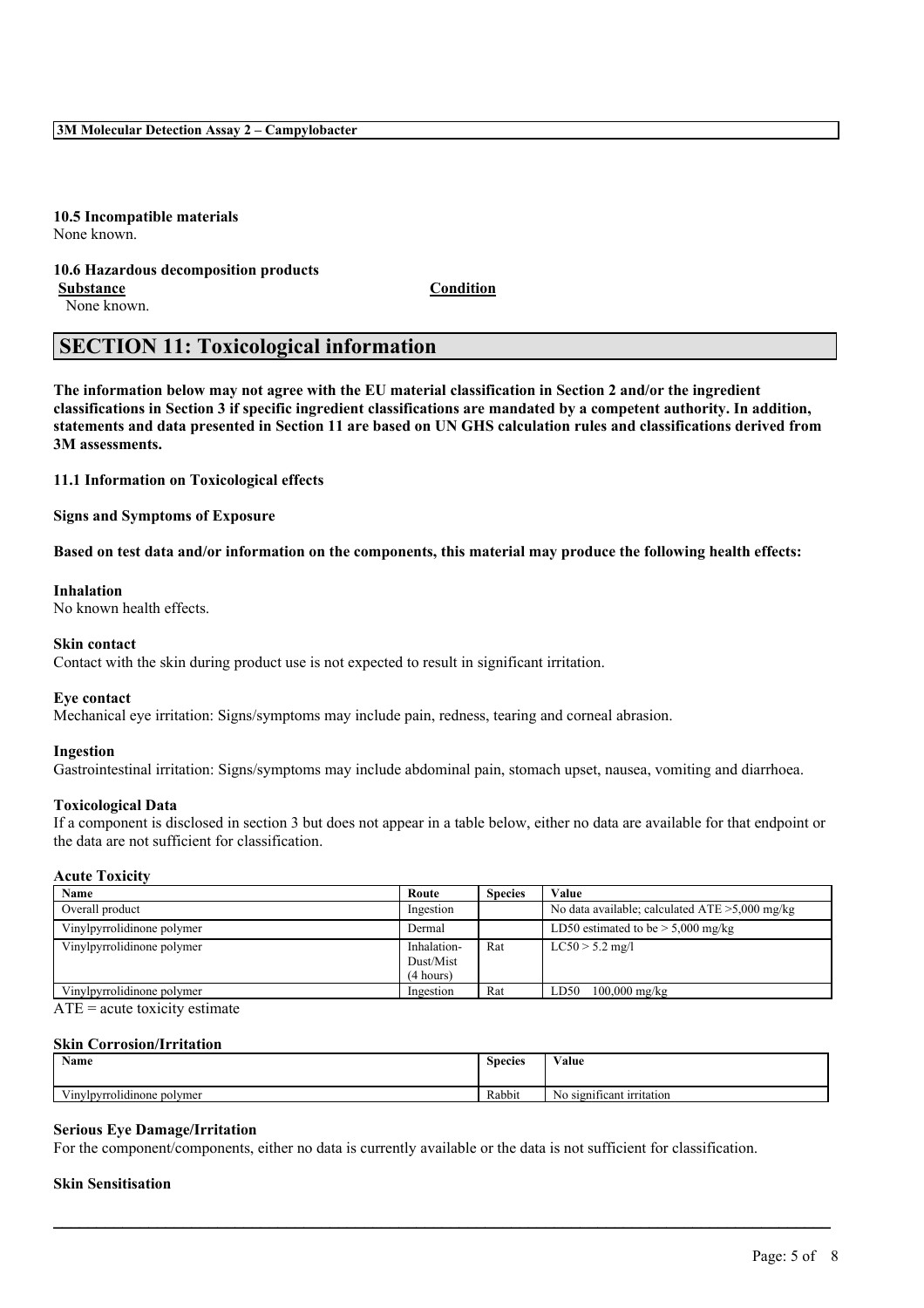**10.5 Incompatible materials**
None known.

**10.6 Hazardous decomposition products**

| **Substance** | **Condition** |
| --- | --- |
| None known. | |

## SECTION 11: Toxicological information

**The information below may not agree with the EU material classification in Section 2 and/or the ingredient classifications in Section 3 if specific ingredient classifications are mandated by a competent authority. In addition, statements and data presented in Section 11 are based on UN GHS calculation rules and classifications derived from 3M assessments.**

**11.1 Information on Toxicological effects**

**Signs and Symptoms of Exposure**

**Based on test data and/or information on the components, this material may produce the following health effects:**

**Inhalation**
No known health effects.

**Skin contact**
Contact with the skin during product use is not expected to result in significant irritation.

**Eye contact**
Mechanical eye irritation: Signs/symptoms may include pain, redness, tearing and corneal abrasion.

**Ingestion**
Gastrointestinal irritation: Signs/symptoms may include abdominal pain, stomach upset, nausea, vomiting and diarrhoea.

**Toxicological Data**
If a component is disclosed in section 3 but does not appear in a table below, either no data are available for that endpoint or the data are not sufficient for classification.

**Acute Toxicity**

| Name | Route | Species | Value |
| --- | --- | --- | --- |
| Overall product | Ingestion | | No data available; calculated ATE >5,000 mg/kg |
| Vinylpyrrolidinone polymer | Dermal | | LD50 estimated to be > 5,000 mg/kg |
| Vinylpyrrolidinone polymer | Inhalation-Dust/Mist (4 hours) | Rat | LC50 > 5.2 mg/l |
| Vinylpyrrolidinone polymer | Ingestion | Rat | LD50 100,000 mg/kg |

ATE = acute toxicity estimate

**Skin Corrosion/Irritation**

| Name | Species | Value |
| --- | --- | --- |
| Vinylpyrrolidinone polymer | Rabbit | No significant irritation |

**Serious Eye Damage/Irritation**
For the component/components, either no data is currently available or the data is not sufficient for classification.

**Skin Sensitisation**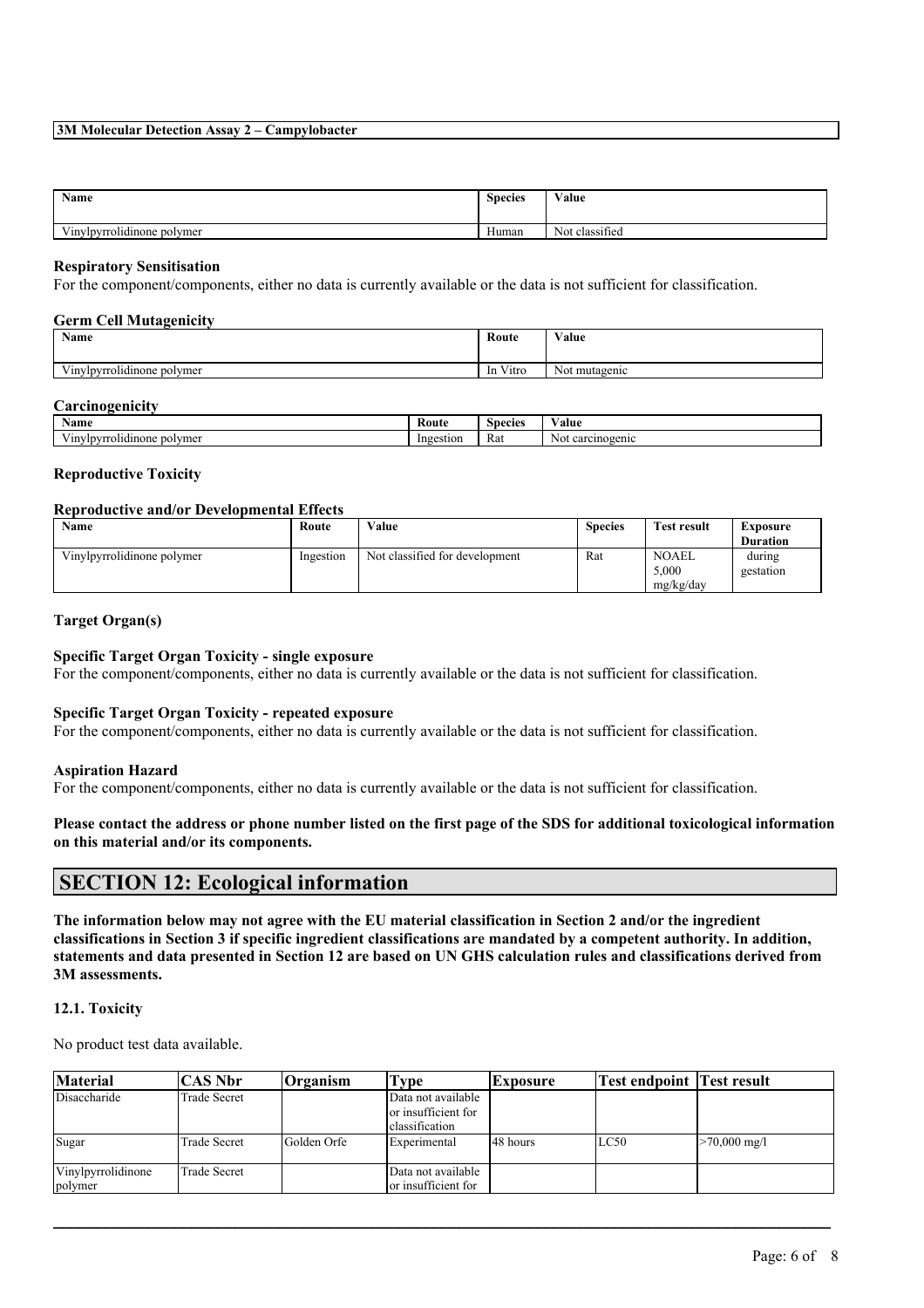| Name | Species | Value |
| --- | --- | --- |
| Vinylpyrrolidinone polymer | Human | Not classified |

**Respiratory Sensitisation**

For the component/components, either no data is currently available or the data is not sufficient for classification.

**Germ Cell Mutagenicity**

| Name | Route | Value |
| --- | --- | --- |
| Vinylpyrrolidinone polymer | In Vitro | Not mutagenic |

**Carcinogenicity**

| Name | Route | Species | Value |
| --- | --- | --- | --- |
| Vinylpyrrolidinone polymer | Ingestion | Rat | Not carcinogenic |

**Reproductive Toxicity**

**Reproductive and/or Developmental Effects**

| Name | Route | Value | Species | Test result | Exposure Duration |
| --- | --- | --- | --- | --- | --- |
| Vinylpyrrolidinone polymer | Ingestion | Not classified for development | Rat | NOAEL 5,000 mg/kg/day | during gestation |

**Target Organ(s)**

**Specific Target Organ Toxicity - single exposure**

For the component/components, either no data is currently available or the data is not sufficient for classification.

**Specific Target Organ Toxicity - repeated exposure**

For the component/components, either no data is currently available or the data is not sufficient for classification.

**Aspiration Hazard**

For the component/components, either no data is currently available or the data is not sufficient for classification.

**Please contact the address or phone number listed on the first page of the SDS for additional toxicological information on this material and/or its components.**

## SECTION 12: Ecological information

**The information below may not agree with the EU material classification in Section 2 and/or the ingredient classifications in Section 3 if specific ingredient classifications are mandated by a competent authority. In addition, statements and data presented in Section 12 are based on UN GHS calculation rules and classifications derived from 3M assessments.**

**12.1. Toxicity**

No product test data available.

| Material | CAS Nbr | Organism | Type | Exposure | Test endpoint | Test result |
| --- | --- | --- | --- | --- | --- | --- |
| Disaccharide | Trade Secret | | Data not available or insufficient for classification | | | |
| Sugar | Trade Secret | Golden Orfe | Experimental | 48 hours | LC50 | >70,000 mg/l |
| Vinylpyrrolidinone polymer | Trade Secret | | Data not available or insufficient for | | | |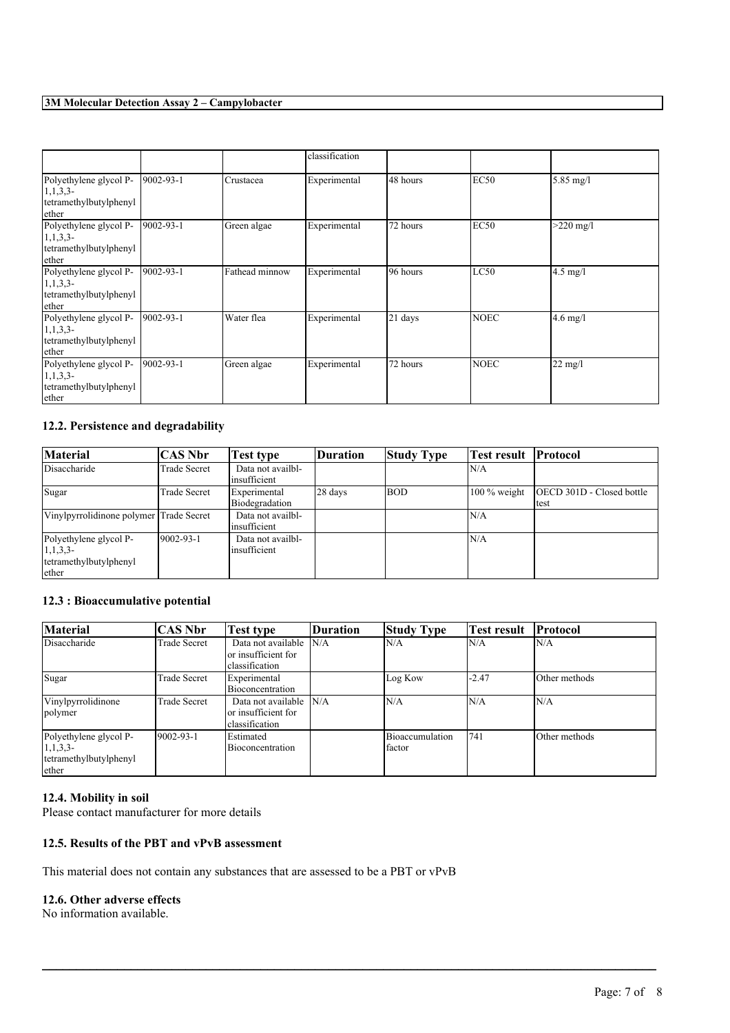| | | | classification | | | |
|---|---|---|---|---|---|---|
| Polyethylene glycol P-1,1,3,3-tetramethylbutylphenyl ether | 9002-93-1 | Crustacea | Experimental | 48 hours | EC50 | 5.85 mg/l |
| Polyethylene glycol P-1,1,3,3-tetramethylbutylphenyl ether | 9002-93-1 | Green algae | Experimental | 72 hours | EC50 | >220 mg/l |
| Polyethylene glycol P-1,1,3,3-tetramethylbutylphenyl ether | 9002-93-1 | Fathead minnow | Experimental | 96 hours | LC50 | 4.5 mg/l |
| Polyethylene glycol P-1,1,3,3-tetramethylbutylphenyl ether | 9002-93-1 | Water flea | Experimental | 21 days | NOEC | 4.6 mg/l |
| Polyethylene glycol P-1,1,3,3-tetramethylbutylphenyl ether | 9002-93-1 | Green algae | Experimental | 72 hours | NOEC | 22 mg/l |

### 12.2. Persistence and degradability

| Material | CAS Nbr | Test type | Duration | Study Type | Test result | Protocol |
|---|---|---|---|---|---|---|
| Disaccharide | Trade Secret | Data not availbl-insufficient | | | N/A | |
| Sugar | Trade Secret | Experimental Biodegradation | 28 days | BOD | 100 % weight | OECD 301D - Closed bottle test |
| Vinylpyrrolidinone polymer | Trade Secret | Data not availbl-insufficient | | | N/A | |
| Polyethylene glycol P-1,1,3,3-tetramethylbutylphenyl ether | 9002-93-1 | Data not availbl-insufficient | | | N/A | |

### 12.3 : Bioaccumulative potential

| Material | CAS Nbr | Test type | Duration | Study Type | Test result | Protocol |
|---|---|---|---|---|---|---|
| Disaccharide | Trade Secret | Data not available or insufficient for classification | N/A | N/A | N/A | N/A |
| Sugar | Trade Secret | Experimental Bioconcentration | | Log Kow | -2.47 | Other methods |
| Vinylpyrrolidinone polymer | Trade Secret | Data not available or insufficient for classification | N/A | N/A | N/A | N/A |
| Polyethylene glycol P-1,1,3,3-tetramethylbutylphenyl ether | 9002-93-1 | Estimated Bioconcentration | | Bioaccumulation factor | 741 | Other methods |

### 12.4. Mobility in soil

Please contact manufacturer for more details

### 12.5. Results of the PBT and vPvB assessment

This material does not contain any substances that are assessed to be a PBT or vPvB

### 12.6. Other adverse effects

No information available.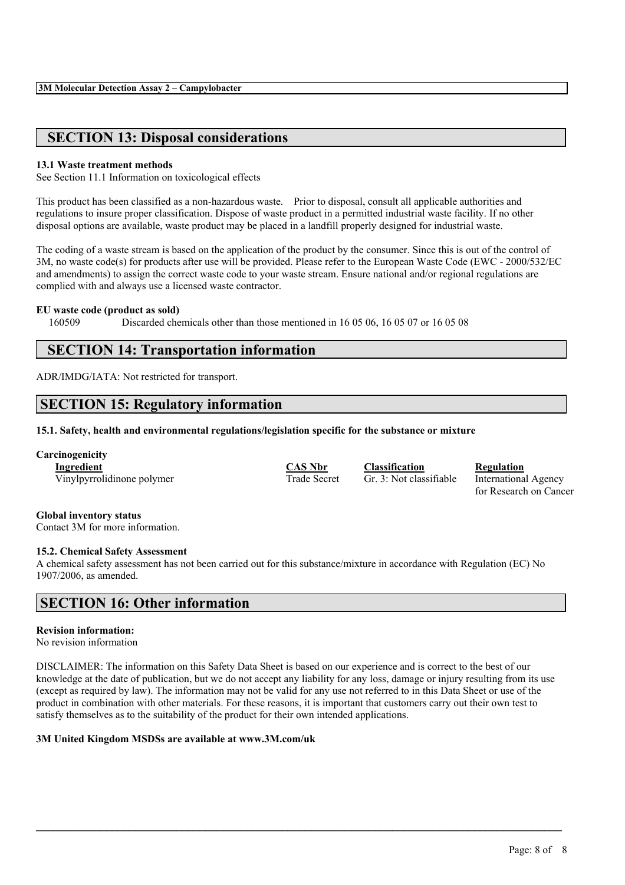## SECTION 13: Disposal considerations

**13.1 Waste treatment methods**
See Section 11.1 Information on toxicological effects

This product has been classified as a non-hazardous waste. Prior to disposal, consult all applicable authorities and regulations to insure proper classification. Dispose of waste product in a permitted industrial waste facility. If no other disposal options are available, waste product may be placed in a landfill properly designed for industrial waste.

The coding of a waste stream is based on the application of the product by the consumer. Since this is out of the control of 3M, no waste code(s) for products after use will be provided. Please refer to the European Waste Code (EWC - 2000/532/EC and amendments) to assign the correct waste code to your waste stream. Ensure national and/or regional regulations are complied with and always use a licensed waste contractor.

**EU waste code (product as sold)**
160509 Discarded chemicals other than those mentioned in 16 05 06, 16 05 07 or 16 05 08

## SECTION 14: Transportation information

ADR/IMDG/IATA: Not restricted for transport.

## SECTION 15: Regulatory information

**15.1. Safety, health and environmental regulations/legislation specific for the substance or mixture**

**Carcinogenicity**

| Ingredient | CAS Nbr | Classification | Regulation |
|---|---|---|---|
| Vinylpyrrolidinone polymer | Trade Secret | Gr. 3: Not classifiable | International Agency for Research on Cancer |

**Global inventory status**
Contact 3M for more information.

**15.2. Chemical Safety Assessment**
A chemical safety assessment has not been carried out for this substance/mixture in accordance with Regulation (EC) No 1907/2006, as amended.

## SECTION 16: Other information

**Revision information:**
No revision information

DISCLAIMER: The information on this Safety Data Sheet is based on our experience and is correct to the best of our knowledge at the date of publication, but we do not accept any liability for any loss, damage or injury resulting from its use (except as required by law). The information may not be valid for any use not referred to in this Data Sheet or use of the product in combination with other materials. For these reasons, it is important that customers carry out their own test to satisfy themselves as to the suitability of the product for their own intended applications.

**3M United Kingdom MSDSs are available at www.3M.com/uk**